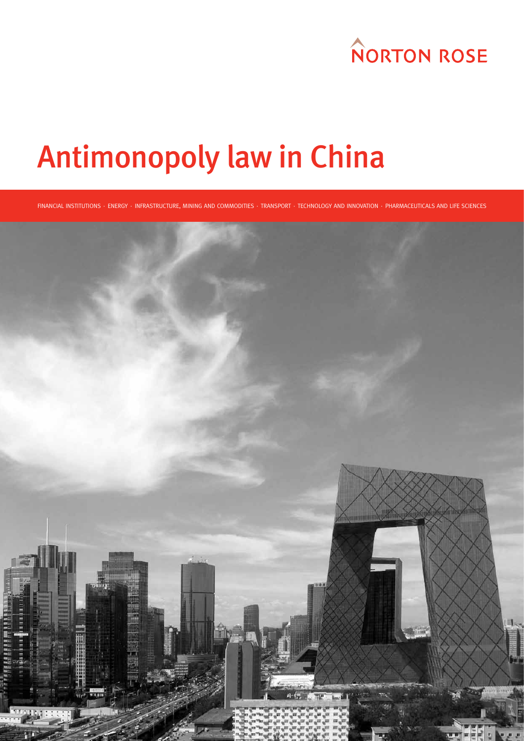NORTON ROSE

# Antimonopoly law in China

FINANCIAL INSTITUTIONS · ENERGY · INFRASTRUCTURE, MINING AND COMMODITIES · TRANSPORT · TECHNOLOGY AND INNOVATION · PHARMACEUTICALS AND LIFE SCIENCES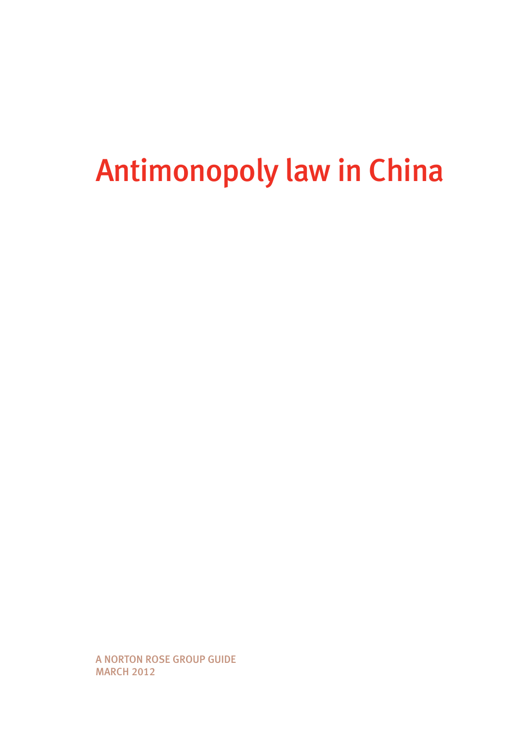# Antimonopoly law in China

A NORTON ROSE GROUP GUIDE
MARCH 2012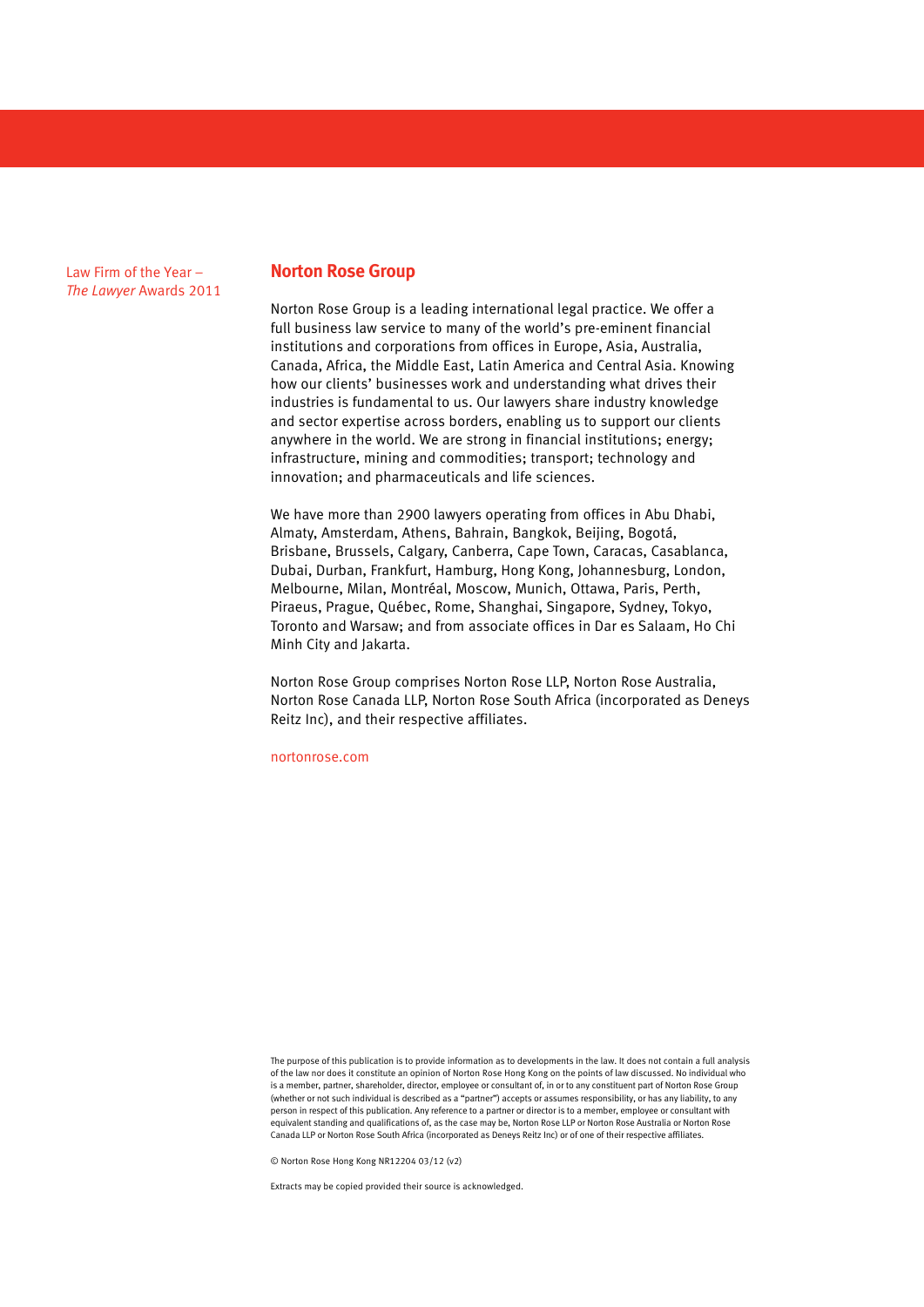Law Firm of the Year –
*The Lawyer* Awards 2011

## Norton Rose Group

Norton Rose Group is a leading international legal practice. We offer a full business law service to many of the world's pre-eminent financial institutions and corporations from offices in Europe, Asia, Australia, Canada, Africa, the Middle East, Latin America and Central Asia. Knowing how our clients' businesses work and understanding what drives their industries is fundamental to us. Our lawyers share industry knowledge and sector expertise across borders, enabling us to support our clients anywhere in the world. We are strong in financial institutions; energy; infrastructure, mining and commodities; transport; technology and innovation; and pharmaceuticals and life sciences.

We have more than 2900 lawyers operating from offices in Abu Dhabi, Almaty, Amsterdam, Athens, Bahrain, Bangkok, Beijing, Bogotá, Brisbane, Brussels, Calgary, Canberra, Cape Town, Caracas, Casablanca, Dubai, Durban, Frankfurt, Hamburg, Hong Kong, Johannesburg, London, Melbourne, Milan, Montréal, Moscow, Munich, Ottawa, Paris, Perth, Piraeus, Prague, Québec, Rome, Shanghai, Singapore, Sydney, Tokyo, Toronto and Warsaw; and from associate offices in Dar es Salaam, Ho Chi Minh City and Jakarta.

Norton Rose Group comprises Norton Rose LLP, Norton Rose Australia, Norton Rose Canada LLP, Norton Rose South Africa (incorporated as Deneys Reitz Inc), and their respective affiliates.

nortonrose.com

The purpose of this publication is to provide information as to developments in the law. It does not contain a full analysis of the law nor does it constitute an opinion of Norton Rose Hong Kong on the points of law discussed. No individual who is a member, partner, shareholder, director, employee or consultant of, in or to any constituent part of Norton Rose Group (whether or not such individual is described as a "partner") accepts or assumes responsibility, or has any liability, to any person in respect of this publication. Any reference to a partner or director is to a member, employee or consultant with equivalent standing and qualifications of, as the case may be, Norton Rose LLP or Norton Rose Australia or Norton Rose Canada LLP or Norton Rose South Africa (incorporated as Deneys Reitz Inc) or of one of their respective affiliates.

© Norton Rose Hong Kong NR12204 03/12 (v2)

Extracts may be copied provided their source is acknowledged.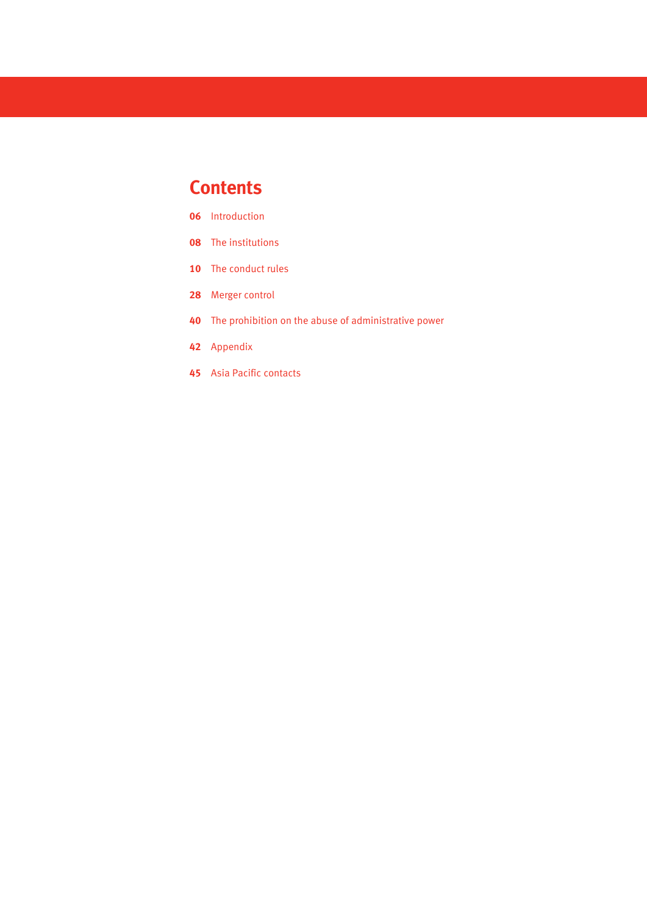# Contents

**06** Introduction

**08** The institutions

**10** The conduct rules

**28** Merger control

**40** The prohibition on the abuse of administrative power

**42** Appendix

**45** Asia Pacific contacts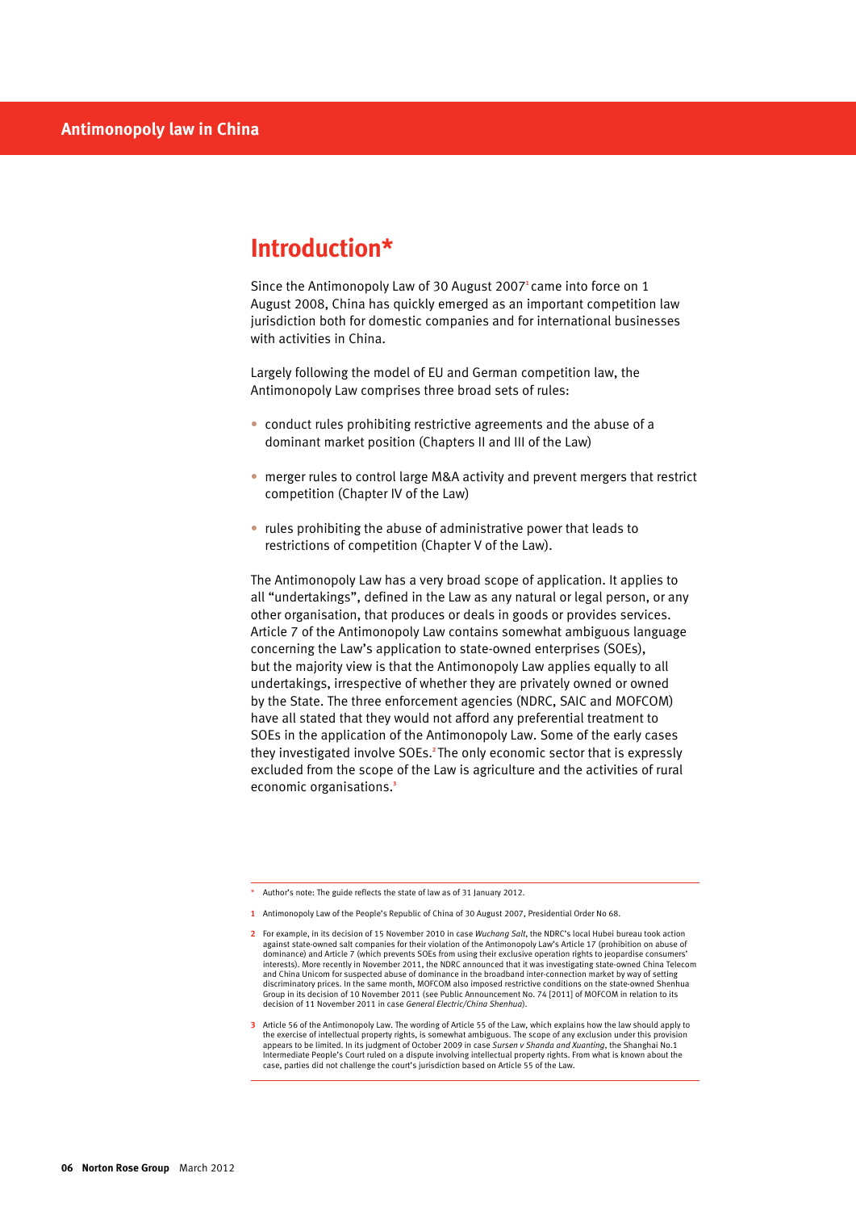# Introduction*

Since the Antimonopoly Law of 30 August 2007[1] came into force on 1 August 2008, China has quickly emerged as an important competition law jurisdiction both for domestic companies and for international businesses with activities in China.

Largely following the model of EU and German competition law, the Antimonopoly Law comprises three broad sets of rules:

- conduct rules prohibiting restrictive agreements and the abuse of a dominant market position (Chapters II and III of the Law)
- merger rules to control large M&A activity and prevent mergers that restrict competition (Chapter IV of the Law)
- rules prohibiting the abuse of administrative power that leads to restrictions of competition (Chapter V of the Law).

The Antimonopoly Law has a very broad scope of application. It applies to all "undertakings", defined in the Law as any natural or legal person, or any other organisation, that produces or deals in goods or provides services. Article 7 of the Antimonopoly Law contains somewhat ambiguous language concerning the Law's application to state-owned enterprises (SOEs), but the majority view is that the Antimonopoly Law applies equally to all undertakings, irrespective of whether they are privately owned or owned by the State. The three enforcement agencies (NDRC, SAIC and MOFCOM) have all stated that they would not afford any preferential treatment to SOEs in the application of the Antimonopoly Law. Some of the early cases they investigated involve SOEs.[2] The only economic sector that is expressly excluded from the scope of the Law is agriculture and the activities of rural economic organisations.[3]

---

\* Author's note: The guide reflects the state of law as of 31 January 2012.

1 Antimonopoly Law of the People's Republic of China of 30 August 2007, Presidential Order No 68.

2 For example, in its decision of 15 November 2010 in case *Wuchang Salt*, the NDRC's local Hubei bureau took action against state-owned salt companies for their violation of the Antimonopoly Law's Article 17 (prohibition on abuse of dominance) and Article 7 (which prevents SOEs from using their exclusive operation rights to jeopardise consumers' interests). More recently in November 2011, the NDRC announced that it was investigating state-owned China Telecom and China Unicom for suspected abuse of dominance in the broadband inter-connection market by way of setting discriminatory prices. In the same month, MOFCOM also imposed restrictive conditions on the state-owned Shenhua Group in its decision of 10 November 2011 (see Public Announcement No. 74 [2011] of MOFCOM in relation to its decision of 11 November 2011 in case *General Electric/China Shenhua*).

3 Article 56 of the Antimonopoly Law. The wording of Article 55 of the Law, which explains how the law should apply to the exercise of intellectual property rights, is somewhat ambiguous. The scope of any exclusion under this provision appears to be limited. In its judgment of October 2009 in case *Sursen v Shanda and Xuanting*, the Shanghai No.1 Intermediate People's Court ruled on a dispute involving intellectual property rights. From what is known about the case, parties did not challenge the court's jurisdiction based on Article 55 of the Law.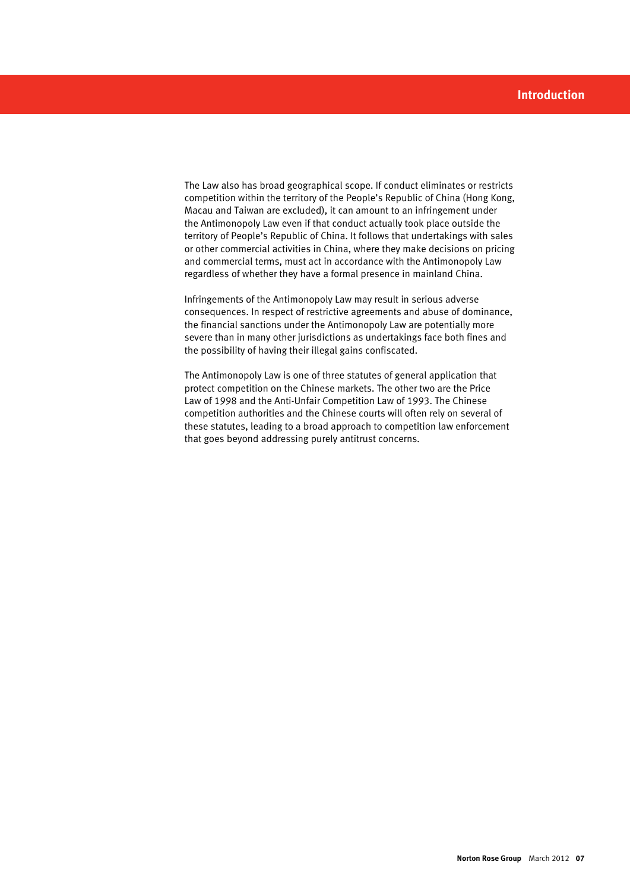The Law also has broad geographical scope. If conduct eliminates or restricts competition within the territory of the People's Republic of China (Hong Kong, Macau and Taiwan are excluded), it can amount to an infringement under the Antimonopoly Law even if that conduct actually took place outside the territory of People's Republic of China. It follows that undertakings with sales or other commercial activities in China, where they make decisions on pricing and commercial terms, must act in accordance with the Antimonopoly Law regardless of whether they have a formal presence in mainland China.

Infringements of the Antimonopoly Law may result in serious adverse consequences. In respect of restrictive agreements and abuse of dominance, the financial sanctions under the Antimonopoly Law are potentially more severe than in many other jurisdictions as undertakings face both fines and the possibility of having their illegal gains confiscated.

The Antimonopoly Law is one of three statutes of general application that protect competition on the Chinese markets. The other two are the Price Law of 1998 and the Anti-Unfair Competition Law of 1993. The Chinese competition authorities and the Chinese courts will often rely on several of these statutes, leading to a broad approach to competition law enforcement that goes beyond addressing purely antitrust concerns.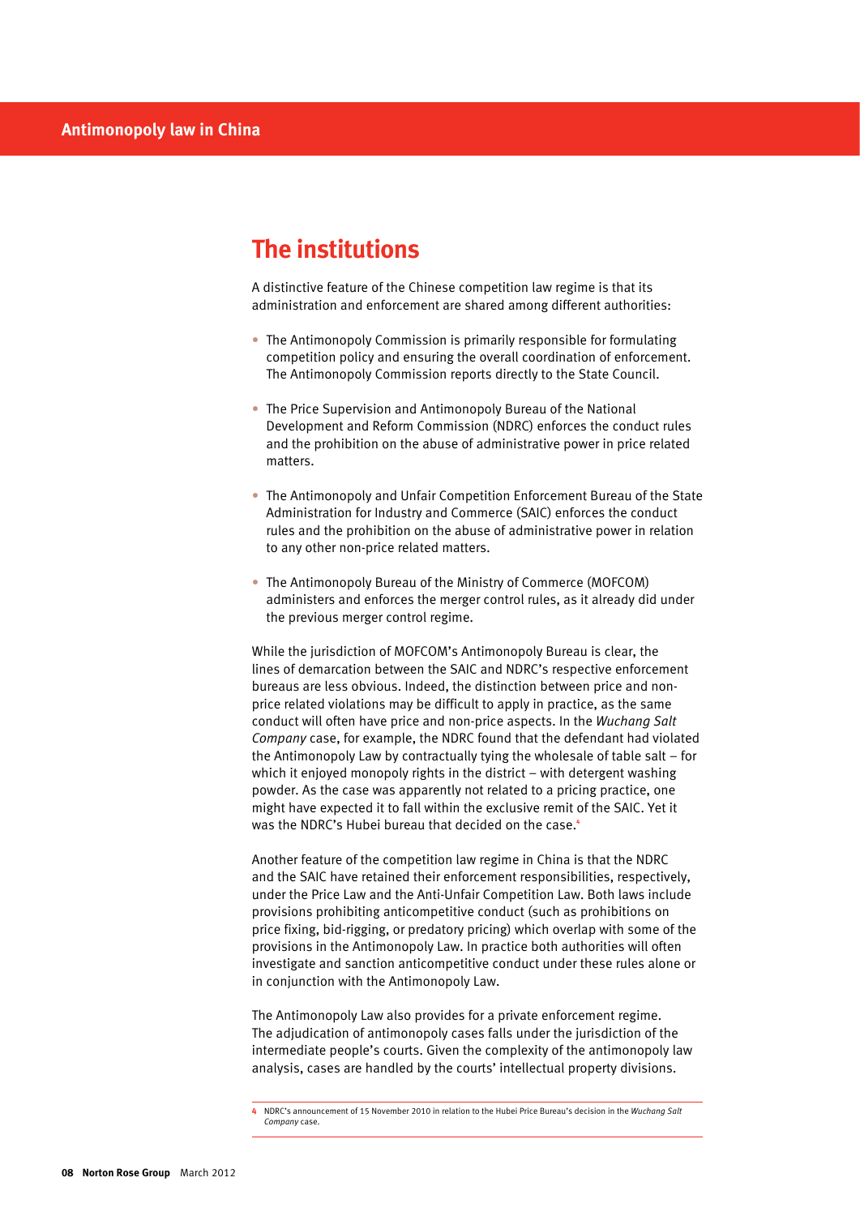## The institutions

A distinctive feature of the Chinese competition law regime is that its administration and enforcement are shared among different authorities:

- The Antimonopoly Commission is primarily responsible for formulating competition policy and ensuring the overall coordination of enforcement. The Antimonopoly Commission reports directly to the State Council.
- The Price Supervision and Antimonopoly Bureau of the National Development and Reform Commission (NDRC) enforces the conduct rules and the prohibition on the abuse of administrative power in price related matters.
- The Antimonopoly and Unfair Competition Enforcement Bureau of the State Administration for Industry and Commerce (SAIC) enforces the conduct rules and the prohibition on the abuse of administrative power in relation to any other non-price related matters.
- The Antimonopoly Bureau of the Ministry of Commerce (MOFCOM) administers and enforces the merger control rules, as it already did under the previous merger control regime.

While the jurisdiction of MOFCOM's Antimonopoly Bureau is clear, the lines of demarcation between the SAIC and NDRC's respective enforcement bureaus are less obvious. Indeed, the distinction between price and non-price related violations may be difficult to apply in practice, as the same conduct will often have price and non-price aspects. In the *Wuchang Salt Company* case, for example, the NDRC found that the defendant had violated the Antimonopoly Law by contractually tying the wholesale of table salt – for which it enjoyed monopoly rights in the district – with detergent washing powder. As the case was apparently not related to a pricing practice, one might have expected it to fall within the exclusive remit of the SAIC. Yet it was the NDRC's Hubei bureau that decided on the case.[4]

Another feature of the competition law regime in China is that the NDRC and the SAIC have retained their enforcement responsibilities, respectively, under the Price Law and the Anti-Unfair Competition Law. Both laws include provisions prohibiting anticompetitive conduct (such as prohibitions on price fixing, bid-rigging, or predatory pricing) which overlap with some of the provisions in the Antimonopoly Law. In practice both authorities will often investigate and sanction anticompetitive conduct under these rules alone or in conjunction with the Antimonopoly Law.

The Antimonopoly Law also provides for a private enforcement regime. The adjudication of antimonopoly cases falls under the jurisdiction of the intermediate people's courts. Given the complexity of the antimonopoly law analysis, cases are handled by the courts' intellectual property divisions.

---

[4] NDRC's announcement of 15 November 2010 in relation to the Hubei Price Bureau's decision in the *Wuchang Salt Company* case.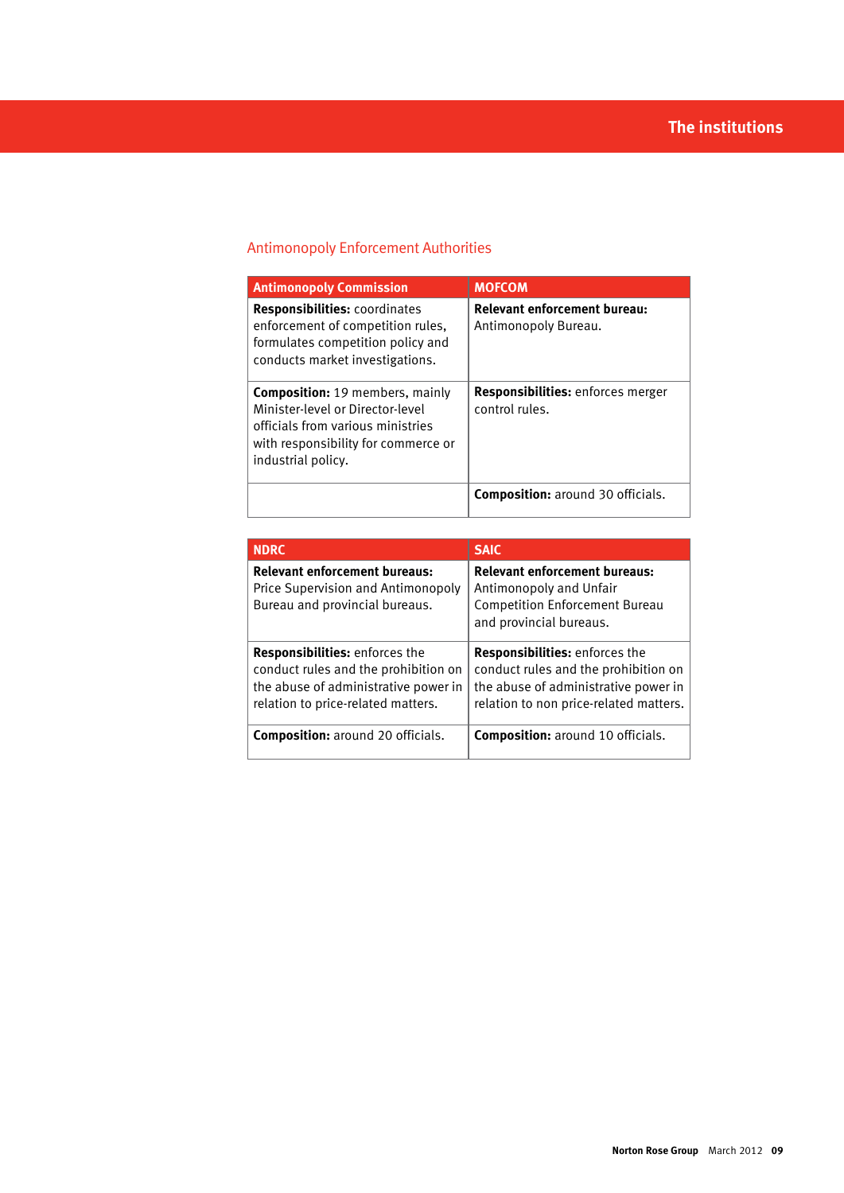## Antimonopoly Enforcement Authorities

| Antimonopoly Commission | MOFCOM |
|---|---|
| **Responsibilities:** coordinates enforcement of competition rules, formulates competition policy and conducts market investigations. | **Relevant enforcement bureau:** Antimonopoly Bureau. |
| **Composition:** 19 members, mainly Minister-level or Director-level officials from various ministries with responsibility for commerce or industrial policy. | **Responsibilities:** enforces merger control rules. |
| | **Composition:** around 30 officials. |

| NDRC | SAIC |
|---|---|
| **Relevant enforcement bureaus:** Price Supervision and Antimonopoly Bureau and provincial bureaus. | **Relevant enforcement bureaus:** Antimonopoly and Unfair Competition Enforcement Bureau and provincial bureaus. |
| **Responsibilities:** enforces the conduct rules and the prohibition on the abuse of administrative power in relation to price-related matters. | **Responsibilities:** enforces the conduct rules and the prohibition on the abuse of administrative power in relation to non price-related matters. |
| **Composition:** around 20 officials. | **Composition:** around 10 officials. |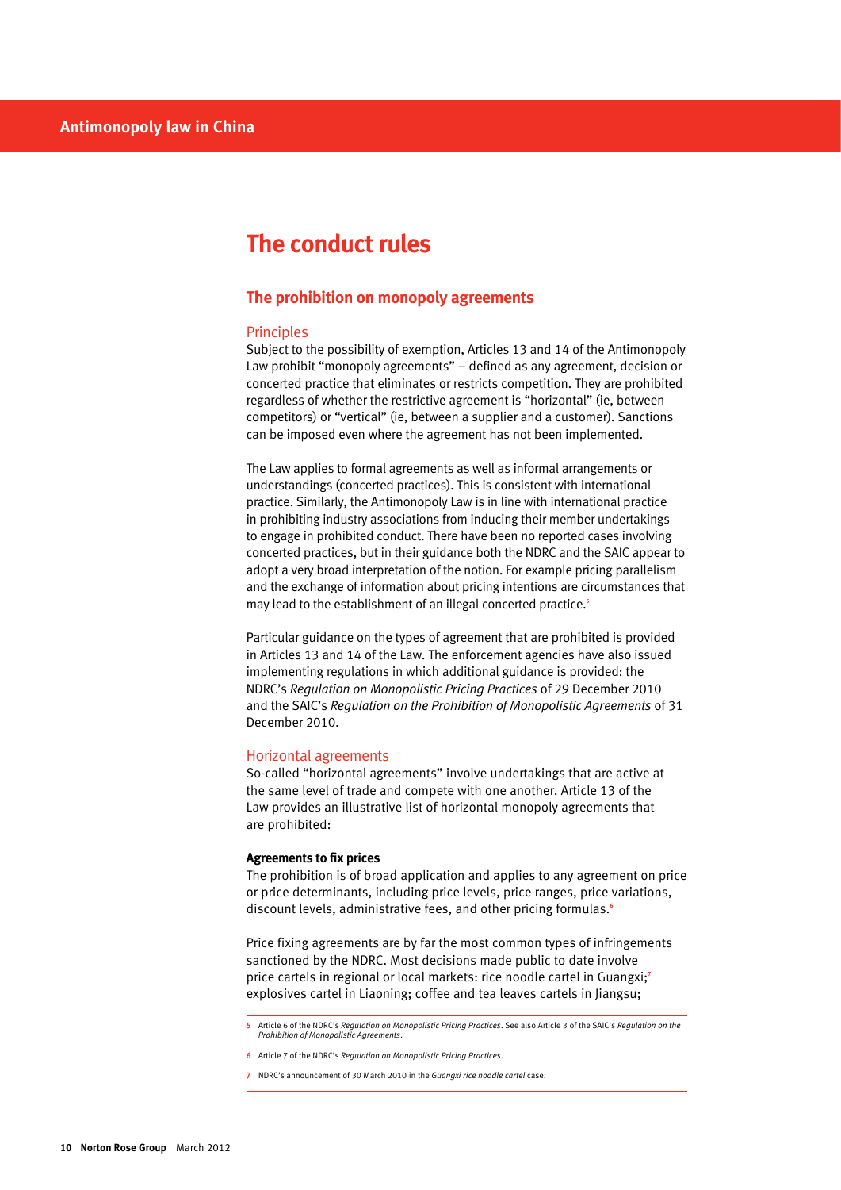# The conduct rules

## The prohibition on monopoly agreements

### Principles

Subject to the possibility of exemption, Articles 13 and 14 of the Antimonopoly Law prohibit "monopoly agreements" – defined as any agreement, decision or concerted practice that eliminates or restricts competition. They are prohibited regardless of whether the restrictive agreement is "horizontal" (ie, between competitors) or "vertical" (ie, between a supplier and a customer). Sanctions can be imposed even where the agreement has not been implemented.

The Law applies to formal agreements as well as informal arrangements or understandings (concerted practices). This is consistent with international practice. Similarly, the Antimonopoly Law is in line with international practice in prohibiting industry associations from inducing their member undertakings to engage in prohibited conduct. There have been no reported cases involving concerted practices, but in their guidance both the NDRC and the SAIC appear to adopt a very broad interpretation of the notion. For example pricing parallelism and the exchange of information about pricing intentions are circumstances that may lead to the establishment of an illegal concerted practice.[5]

Particular guidance on the types of agreement that are prohibited is provided in Articles 13 and 14 of the Law. The enforcement agencies have also issued implementing regulations in which additional guidance is provided: the NDRC's *Regulation on Monopolistic Pricing Practices* of 29 December 2010 and the SAIC's *Regulation on the Prohibition of Monopolistic Agreements* of 31 December 2010.

### Horizontal agreements

So-called "horizontal agreements" involve undertakings that are active at the same level of trade and compete with one another. Article 13 of the Law provides an illustrative list of horizontal monopoly agreements that are prohibited:

**Agreements to fix prices**

The prohibition is of broad application and applies to any agreement on price or price determinants, including price levels, price ranges, price variations, discount levels, administrative fees, and other pricing formulas.[6]

Price fixing agreements are by far the most common types of infringements sanctioned by the NDRC. Most decisions made public to date involve price cartels in regional or local markets: rice noodle cartel in Guangxi;[7] explosives cartel in Liaoning; coffee and tea leaves cartels in Jiangsu;

---

5 Article 6 of the NDRC's *Regulation on Monopolistic Pricing Practices*. See also Article 3 of the SAIC's *Regulation on the Prohibition of Monopolistic Agreements*.

6 Article 7 of the NDRC's *Regulation on Monopolistic Pricing Practices*.

7 NDRC's announcement of 30 March 2010 in the *Guangxi rice noodle cartel* case.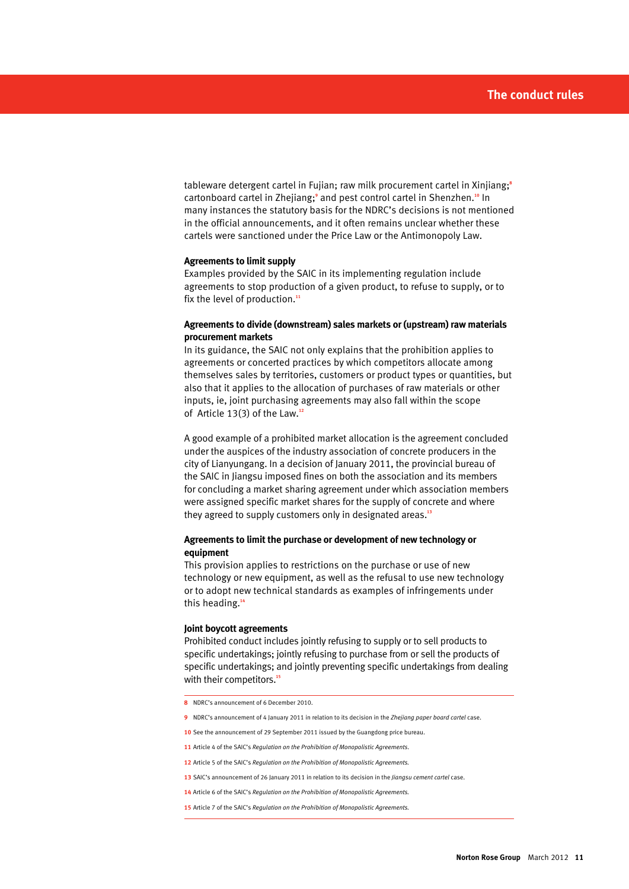tableware detergent cartel in Fujian; raw milk procurement cartel in Xinjiang;[8] cartonboard cartel in Zhejiang;[9] and pest control cartel in Shenzhen.[10] In many instances the statutory basis for the NDRC's decisions is not mentioned in the official announcements, and it often remains unclear whether these cartels were sanctioned under the Price Law or the Antimonopoly Law.

**Agreements to limit supply**

Examples provided by the SAIC in its implementing regulation include agreements to stop production of a given product, to refuse to supply, or to fix the level of production.[11]

**Agreements to divide (downstream) sales markets or (upstream) raw materials procurement markets**

In its guidance, the SAIC not only explains that the prohibition applies to agreements or concerted practices by which competitors allocate among themselves sales by territories, customers or product types or quantities, but also that it applies to the allocation of purchases of raw materials or other inputs, ie, joint purchasing agreements may also fall within the scope of Article 13(3) of the Law.[12]

A good example of a prohibited market allocation is the agreement concluded under the auspices of the industry association of concrete producers in the city of Lianyungang. In a decision of January 2011, the provincial bureau of the SAIC in Jiangsu imposed fines on both the association and its members for concluding a market sharing agreement under which association members were assigned specific market shares for the supply of concrete and where they agreed to supply customers only in designated areas.[13]

**Agreements to limit the purchase or development of new technology or equipment**

This provision applies to restrictions on the purchase or use of new technology or new equipment, as well as the refusal to use new technology or to adopt new technical standards as examples of infringements under this heading.[14]

**Joint boycott agreements**

Prohibited conduct includes jointly refusing to supply or to sell products to specific undertakings; jointly refusing to purchase from or sell the products of specific undertakings; and jointly preventing specific undertakings from dealing with their competitors.[15]

---

8 NDRC's announcement of 6 December 2010.

9 NDRC's announcement of 4 January 2011 in relation to its decision in the *Zhejiang paper board cartel* case.

10 See the announcement of 29 September 2011 issued by the Guangdong price bureau.

11 Article 4 of the SAIC's *Regulation on the Prohibition of Monopolistic Agreements*.

12 Article 5 of the SAIC's *Regulation on the Prohibition of Monopolistic Agreements*.

13 SAIC's announcement of 26 January 2011 in relation to its decision in the *Jiangsu cement cartel* case.

14 Article 6 of the SAIC's *Regulation on the Prohibition of Monopolistic Agreements*.

15 Article 7 of the SAIC's *Regulation on the Prohibition of Monopolistic Agreements*.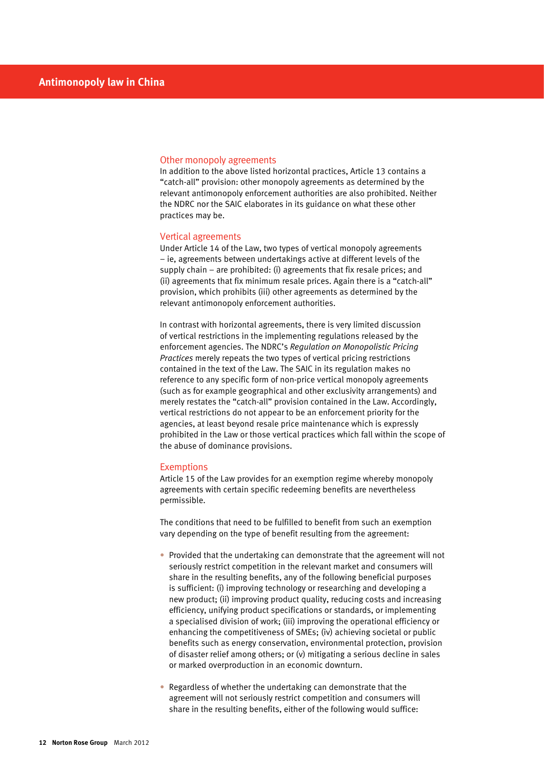### Other monopoly agreements

In addition to the above listed horizontal practices, Article 13 contains a "catch-all" provision: other monopoly agreements as determined by the relevant antimonopoly enforcement authorities are also prohibited. Neither the NDRC nor the SAIC elaborates in its guidance on what these other practices may be.

### Vertical agreements

Under Article 14 of the Law, two types of vertical monopoly agreements – ie, agreements between undertakings active at different levels of the supply chain – are prohibited: (i) agreements that fix resale prices; and (ii) agreements that fix minimum resale prices. Again there is a "catch-all" provision, which prohibits (iii) other agreements as determined by the relevant antimonopoly enforcement authorities.

In contrast with horizontal agreements, there is very limited discussion of vertical restrictions in the implementing regulations released by the enforcement agencies. The NDRC's *Regulation on Monopolistic Pricing Practices* merely repeats the two types of vertical pricing restrictions contained in the text of the Law. The SAIC in its regulation makes no reference to any specific form of non-price vertical monopoly agreements (such as for example geographical and other exclusivity arrangements) and merely restates the "catch-all" provision contained in the Law. Accordingly, vertical restrictions do not appear to be an enforcement priority for the agencies, at least beyond resale price maintenance which is expressly prohibited in the Law or those vertical practices which fall within the scope of the abuse of dominance provisions.

### Exemptions

Article 15 of the Law provides for an exemption regime whereby monopoly agreements with certain specific redeeming benefits are nevertheless permissible.

The conditions that need to be fulfilled to benefit from such an exemption vary depending on the type of benefit resulting from the agreement:

- Provided that the undertaking can demonstrate that the agreement will not seriously restrict competition in the relevant market and consumers will share in the resulting benefits, any of the following beneficial purposes is sufficient: (i) improving technology or researching and developing a new product; (ii) improving product quality, reducing costs and increasing efficiency, unifying product specifications or standards, or implementing a specialised division of work; (iii) improving the operational efficiency or enhancing the competitiveness of SMEs; (iv) achieving societal or public benefits such as energy conservation, environmental protection, provision of disaster relief among others; or (v) mitigating a serious decline in sales or marked overproduction in an economic downturn.

- Regardless of whether the undertaking can demonstrate that the agreement will not seriously restrict competition and consumers will share in the resulting benefits, either of the following would suffice: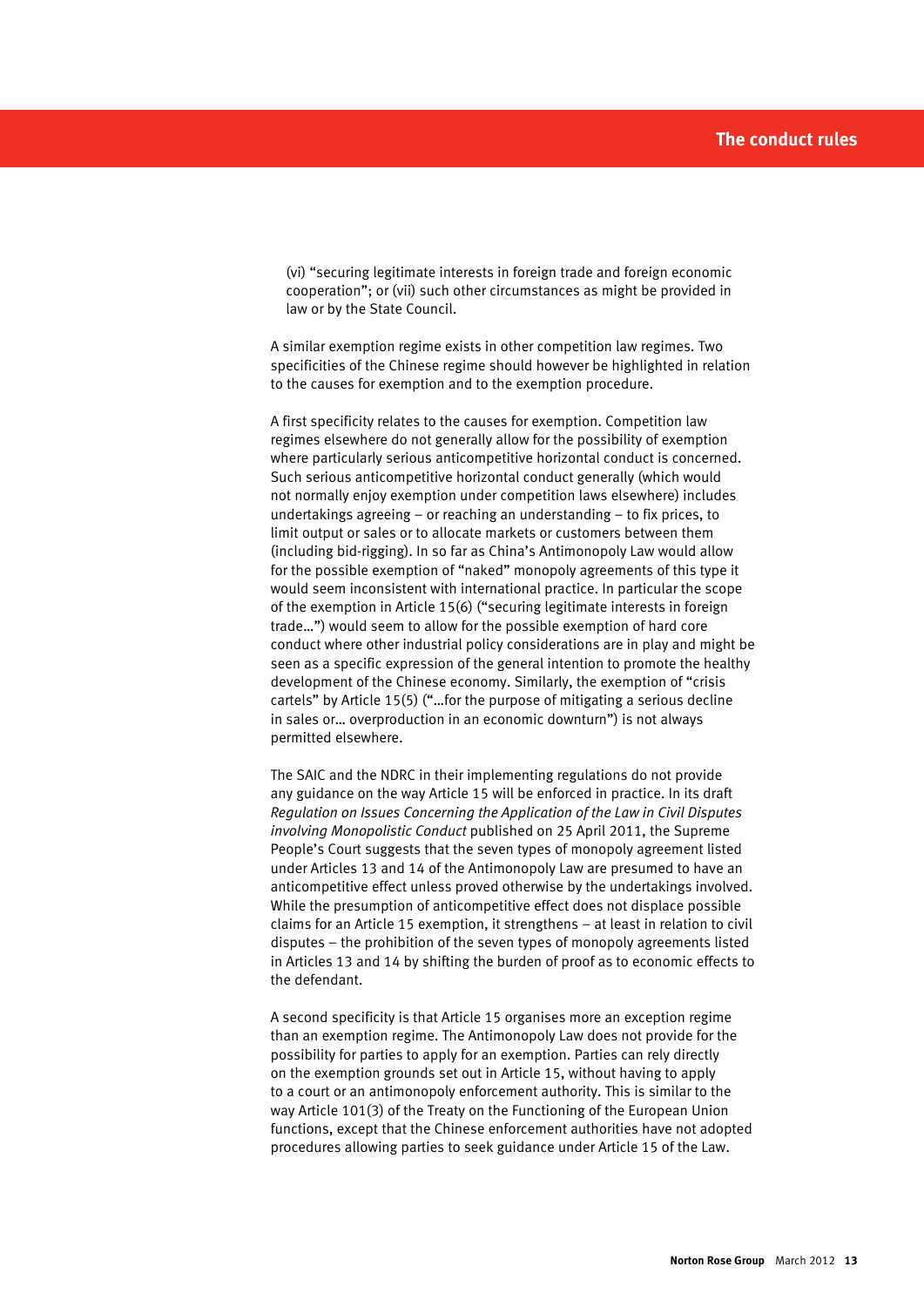(vi) "securing legitimate interests in foreign trade and foreign economic cooperation"; or (vii) such other circumstances as might be provided in law or by the State Council.

A similar exemption regime exists in other competition law regimes. Two specificities of the Chinese regime should however be highlighted in relation to the causes for exemption and to the exemption procedure.

A first specificity relates to the causes for exemption. Competition law regimes elsewhere do not generally allow for the possibility of exemption where particularly serious anticompetitive horizontal conduct is concerned. Such serious anticompetitive horizontal conduct generally (which would not normally enjoy exemption under competition laws elsewhere) includes undertakings agreeing – or reaching an understanding – to fix prices, to limit output or sales or to allocate markets or customers between them (including bid-rigging). In so far as China's Antimonopoly Law would allow for the possible exemption of "naked" monopoly agreements of this type it would seem inconsistent with international practice. In particular the scope of the exemption in Article 15(6) ("securing legitimate interests in foreign trade…") would seem to allow for the possible exemption of hard core conduct where other industrial policy considerations are in play and might be seen as a specific expression of the general intention to promote the healthy development of the Chinese economy. Similarly, the exemption of "crisis cartels" by Article 15(5) ("…for the purpose of mitigating a serious decline in sales or… overproduction in an economic downturn") is not always permitted elsewhere.

The SAIC and the NDRC in their implementing regulations do not provide any guidance on the way Article 15 will be enforced in practice. In its draft *Regulation on Issues Concerning the Application of the Law in Civil Disputes involving Monopolistic Conduct* published on 25 April 2011, the Supreme People's Court suggests that the seven types of monopoly agreement listed under Articles 13 and 14 of the Antimonopoly Law are presumed to have an anticompetitive effect unless proved otherwise by the undertakings involved. While the presumption of anticompetitive effect does not displace possible claims for an Article 15 exemption, it strengthens – at least in relation to civil disputes – the prohibition of the seven types of monopoly agreements listed in Articles 13 and 14 by shifting the burden of proof as to economic effects to the defendant.

A second specificity is that Article 15 organises more an exception regime than an exemption regime. The Antimonopoly Law does not provide for the possibility for parties to apply for an exemption. Parties can rely directly on the exemption grounds set out in Article 15, without having to apply to a court or an antimonopoly enforcement authority. This is similar to the way Article 101(3) of the Treaty on the Functioning of the European Union functions, except that the Chinese enforcement authorities have not adopted procedures allowing parties to seek guidance under Article 15 of the Law.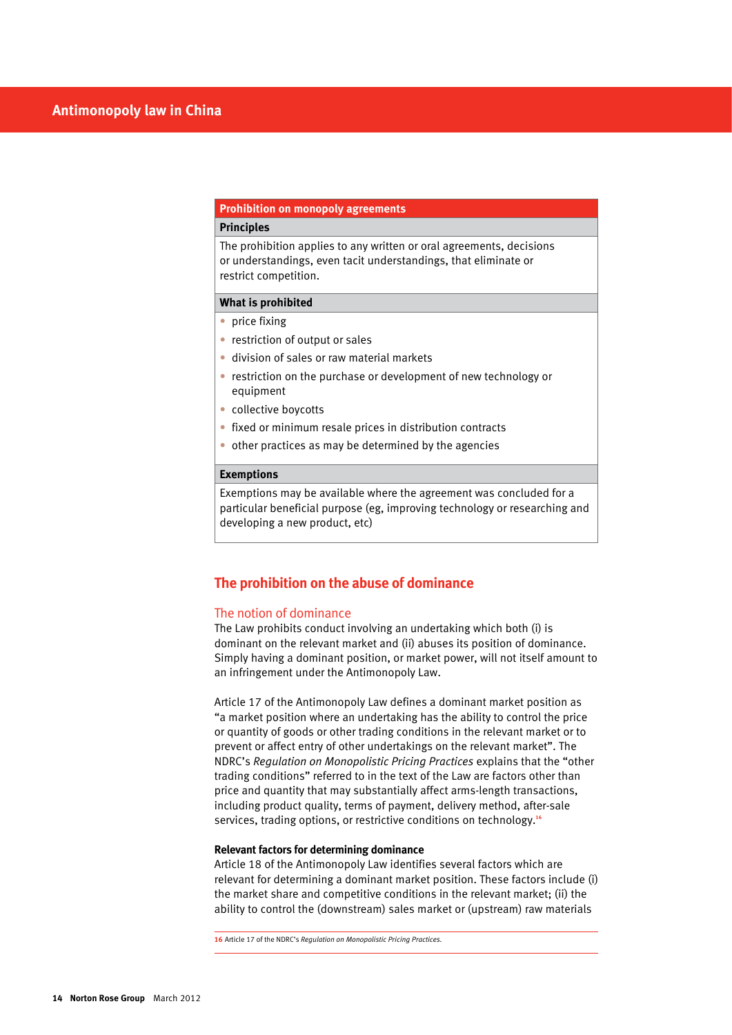| Prohibition on monopoly agreements |
| --- |
| **Principles** |
| The prohibition applies to any written or oral agreements, decisions or understandings, even tacit understandings, that eliminate or restrict competition. |
| **What is prohibited** |
| • price fixing<br>• restriction of output or sales<br>• division of sales or raw material markets<br>• restriction on the purchase or development of new technology or equipment<br>• collective boycotts<br>• fixed or minimum resale prices in distribution contracts<br>• other practices as may be determined by the agencies |
| **Exemptions** |
| Exemptions may be available where the agreement was concluded for a particular beneficial purpose (eg, improving technology or researching and developing a new product, etc) |

## The prohibition on the abuse of dominance

### The notion of dominance

The Law prohibits conduct involving an undertaking which both (i) is dominant on the relevant market and (ii) abuses its position of dominance. Simply having a dominant position, or market power, will not itself amount to an infringement under the Antimonopoly Law.

Article 17 of the Antimonopoly Law defines a dominant market position as "a market position where an undertaking has the ability to control the price or quantity of goods or other trading conditions in the relevant market or to prevent or affect entry of other undertakings on the relevant market". The NDRC's *Regulation on Monopolistic Pricing Practices* explains that the "other trading conditions" referred to in the text of the Law are factors other than price and quantity that may substantially affect arms-length transactions, including product quality, terms of payment, delivery method, after-sale services, trading options, or restrictive conditions on technology.[16]

**Relevant factors for determining dominance**

Article 18 of the Antimonopoly Law identifies several factors which are relevant for determining a dominant market position. These factors include (i) the market share and competitive conditions in the relevant market; (ii) the ability to control the (downstream) sales market or (upstream) raw materials

16 Article 17 of the NDRC's *Regulation on Monopolistic Pricing Practices*.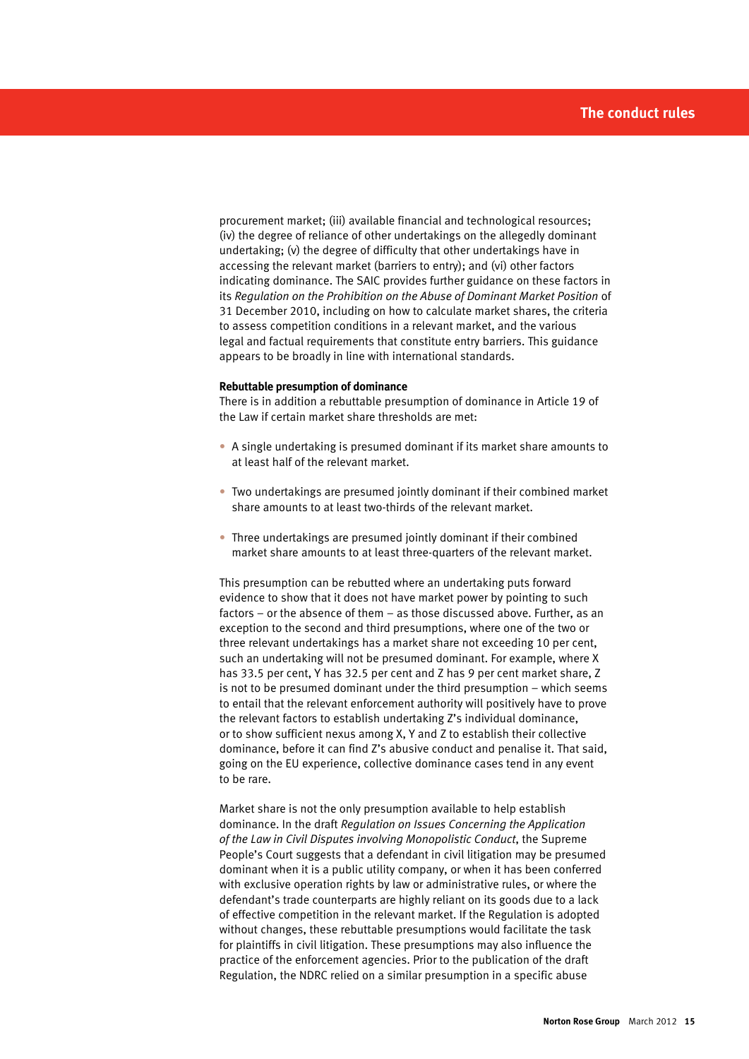procurement market; (iii) available financial and technological resources; (iv) the degree of reliance of other undertakings on the allegedly dominant undertaking; (v) the degree of difficulty that other undertakings have in accessing the relevant market (barriers to entry); and (vi) other factors indicating dominance. The SAIC provides further guidance on these factors in its *Regulation on the Prohibition on the Abuse of Dominant Market Position* of 31 December 2010, including on how to calculate market shares, the criteria to assess competition conditions in a relevant market, and the various legal and factual requirements that constitute entry barriers. This guidance appears to be broadly in line with international standards.

**Rebuttable presumption of dominance**

There is in addition a rebuttable presumption of dominance in Article 19 of the Law if certain market share thresholds are met:

- A single undertaking is presumed dominant if its market share amounts to at least half of the relevant market.
- Two undertakings are presumed jointly dominant if their combined market share amounts to at least two-thirds of the relevant market.
- Three undertakings are presumed jointly dominant if their combined market share amounts to at least three-quarters of the relevant market.

This presumption can be rebutted where an undertaking puts forward evidence to show that it does not have market power by pointing to such factors – or the absence of them – as those discussed above. Further, as an exception to the second and third presumptions, where one of the two or three relevant undertakings has a market share not exceeding 10 per cent, such an undertaking will not be presumed dominant. For example, where X has 33.5 per cent, Y has 32.5 per cent and Z has 9 per cent market share, Z is not to be presumed dominant under the third presumption – which seems to entail that the relevant enforcement authority will positively have to prove the relevant factors to establish undertaking Z's individual dominance, or to show sufficient nexus among X, Y and Z to establish their collective dominance, before it can find Z's abusive conduct and penalise it. That said, going on the EU experience, collective dominance cases tend in any event to be rare.

Market share is not the only presumption available to help establish dominance. In the draft *Regulation on Issues Concerning the Application of the Law in Civil Disputes involving Monopolistic Conduct*, the Supreme People's Court suggests that a defendant in civil litigation may be presumed dominant when it is a public utility company, or when it has been conferred with exclusive operation rights by law or administrative rules, or where the defendant's trade counterparts are highly reliant on its goods due to a lack of effective competition in the relevant market. If the Regulation is adopted without changes, these rebuttable presumptions would facilitate the task for plaintiffs in civil litigation. These presumptions may also influence the practice of the enforcement agencies. Prior to the publication of the draft Regulation, the NDRC relied on a similar presumption in a specific abuse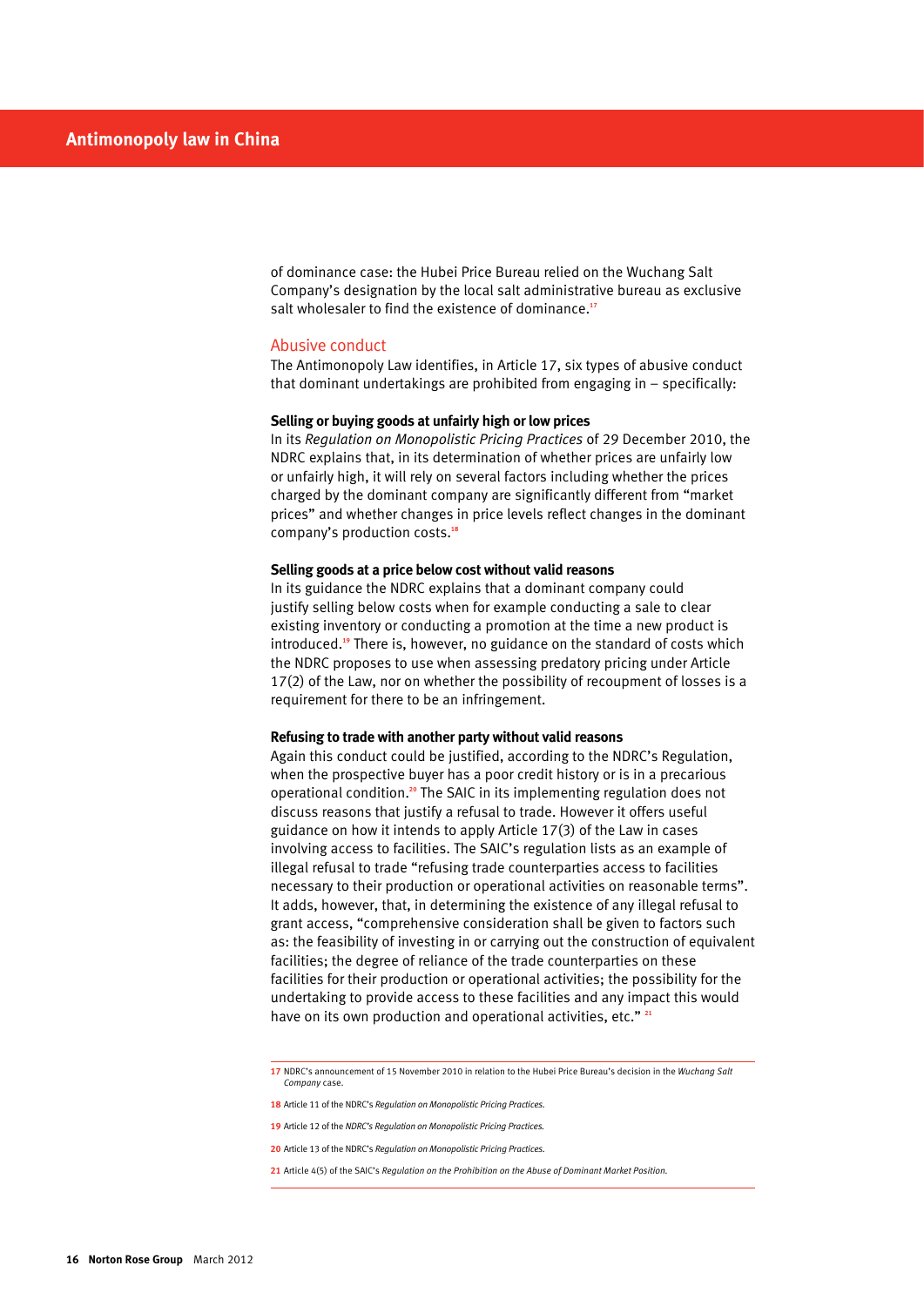of dominance case: the Hubei Price Bureau relied on the Wuchang Salt Company's designation by the local salt administrative bureau as exclusive salt wholesaler to find the existence of dominance.[17]

## Abusive conduct

The Antimonopoly Law identifies, in Article 17, six types of abusive conduct that dominant undertakings are prohibited from engaging in – specifically:

### Selling or buying goods at unfairly high or low prices

In its *Regulation on Monopolistic Pricing Practices* of 29 December 2010, the NDRC explains that, in its determination of whether prices are unfairly low or unfairly high, it will rely on several factors including whether the prices charged by the dominant company are significantly different from "market prices" and whether changes in price levels reflect changes in the dominant company's production costs.[18]

### Selling goods at a price below cost without valid reasons

In its guidance the NDRC explains that a dominant company could justify selling below costs when for example conducting a sale to clear existing inventory or conducting a promotion at the time a new product is introduced.[19] There is, however, no guidance on the standard of costs which the NDRC proposes to use when assessing predatory pricing under Article 17(2) of the Law, nor on whether the possibility of recoupment of losses is a requirement for there to be an infringement.

### Refusing to trade with another party without valid reasons

Again this conduct could be justified, according to the NDRC's Regulation, when the prospective buyer has a poor credit history or is in a precarious operational condition.[20] The SAIC in its implementing regulation does not discuss reasons that justify a refusal to trade. However it offers useful guidance on how it intends to apply Article 17(3) of the Law in cases involving access to facilities. The SAIC's regulation lists as an example of illegal refusal to trade "refusing trade counterparties access to facilities necessary to their production or operational activities on reasonable terms". It adds, however, that, in determining the existence of any illegal refusal to grant access, "comprehensive consideration shall be given to factors such as: the feasibility of investing in or carrying out the construction of equivalent facilities; the degree of reliance of the trade counterparties on these facilities for their production or operational activities; the possibility for the undertaking to provide access to these facilities and any impact this would have on its own production and operational activities, etc." [21]

---

**17** NDRC's announcement of 15 November 2010 in relation to the Hubei Price Bureau's decision in the *Wuchang Salt Company* case.

**18** Article 11 of the NDRC's *Regulation on Monopolistic Pricing Practices*.

**19** Article 12 of the *NDRC's Regulation on Monopolistic Pricing Practices*.

**20** Article 13 of the NDRC's *Regulation on Monopolistic Pricing Practices*.

**21** Article 4(5) of the SAIC's *Regulation on the Prohibition on the Abuse of Dominant Market Position*.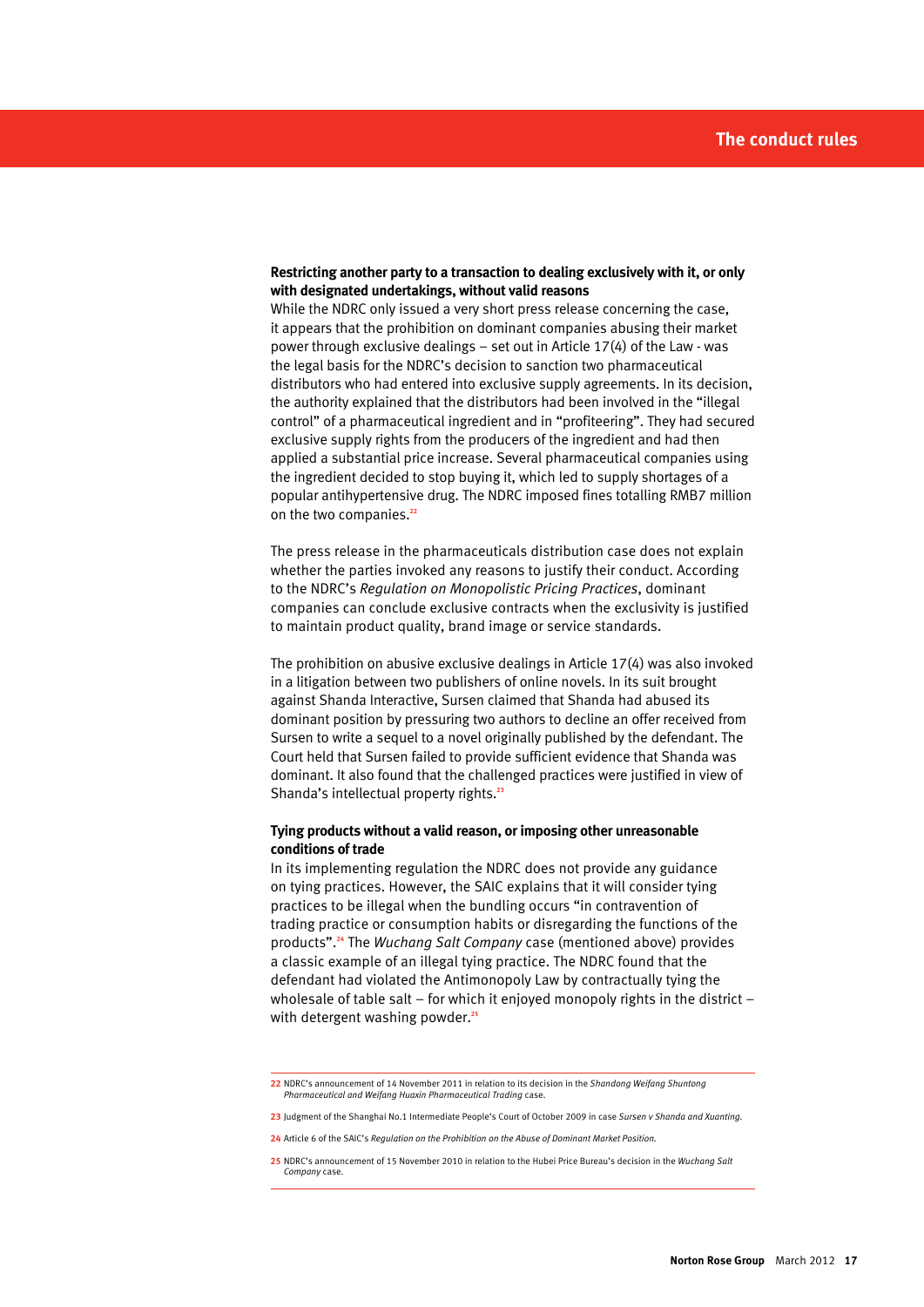**Restricting another party to a transaction to dealing exclusively with it, or only with designated undertakings, without valid reasons**

While the NDRC only issued a very short press release concerning the case, it appears that the prohibition on dominant companies abusing their market power through exclusive dealings – set out in Article 17(4) of the Law - was the legal basis for the NDRC's decision to sanction two pharmaceutical distributors who had entered into exclusive supply agreements. In its decision, the authority explained that the distributors had been involved in the "illegal control" of a pharmaceutical ingredient and in "profiteering". They had secured exclusive supply rights from the producers of the ingredient and had then applied a substantial price increase. Several pharmaceutical companies using the ingredient decided to stop buying it, which led to supply shortages of a popular antihypertensive drug. The NDRC imposed fines totalling RMB7 million on the two companies.[22]

The press release in the pharmaceuticals distribution case does not explain whether the parties invoked any reasons to justify their conduct. According to the NDRC's *Regulation on Monopolistic Pricing Practices*, dominant companies can conclude exclusive contracts when the exclusivity is justified to maintain product quality, brand image or service standards.

The prohibition on abusive exclusive dealings in Article 17(4) was also invoked in a litigation between two publishers of online novels. In its suit brought against Shanda Interactive, Sursen claimed that Shanda had abused its dominant position by pressuring two authors to decline an offer received from Sursen to write a sequel to a novel originally published by the defendant. The Court held that Sursen failed to provide sufficient evidence that Shanda was dominant. It also found that the challenged practices were justified in view of Shanda's intellectual property rights.[23]

**Tying products without a valid reason, or imposing other unreasonable conditions of trade**

In its implementing regulation the NDRC does not provide any guidance on tying practices. However, the SAIC explains that it will consider tying practices to be illegal when the bundling occurs "in contravention of trading practice or consumption habits or disregarding the functions of the products".[24] The *Wuchang Salt Company* case (mentioned above) provides a classic example of an illegal tying practice. The NDRC found that the defendant had violated the Antimonopoly Law by contractually tying the wholesale of table salt – for which it enjoyed monopoly rights in the district – with detergent washing powder.[25]

---

22 NDRC's announcement of 14 November 2011 in relation to its decision in the *Shandong Weifang Shuntong Pharmaceutical and Weifang Huaxin Pharmaceutical Trading* case.

23 Judgment of the Shanghai No.1 Intermediate People's Court of October 2009 in case *Sursen v Shanda and Xuanting*.

24 Article 6 of the SAIC's *Regulation on the Prohibition on the Abuse of Dominant Market Position*.

25 NDRC's announcement of 15 November 2010 in relation to the Hubei Price Bureau's decision in the *Wuchang Salt Company* case.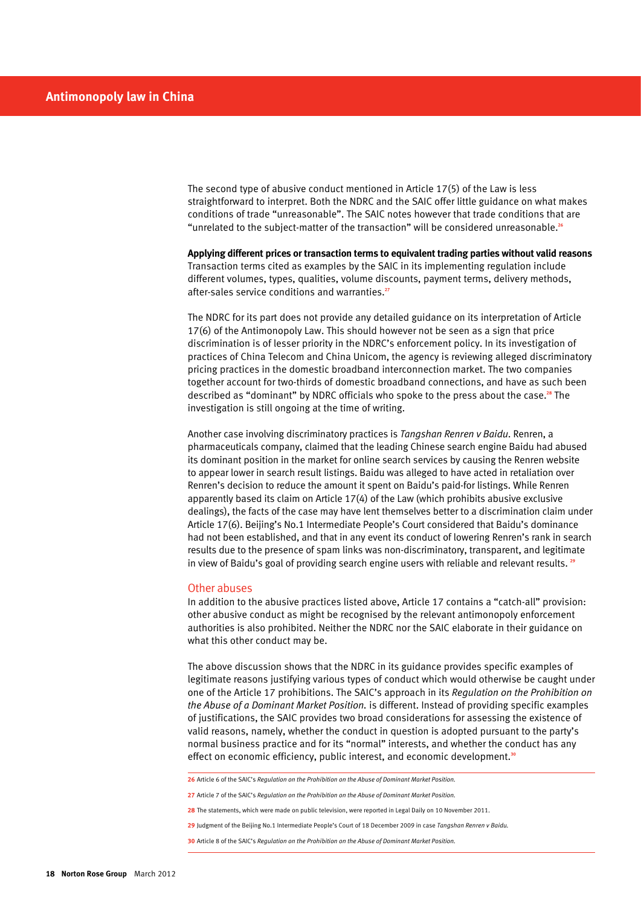The second type of abusive conduct mentioned in Article 17(5) of the Law is less straightforward to interpret. Both the NDRC and the SAIC offer little guidance on what makes conditions of trade "unreasonable". The SAIC notes however that trade conditions that are "unrelated to the subject-matter of the transaction" will be considered unreasonable.[26]

**Applying different prices or transaction terms to equivalent trading parties without valid reasons**
Transaction terms cited as examples by the SAIC in its implementing regulation include different volumes, types, qualities, volume discounts, payment terms, delivery methods, after-sales service conditions and warranties.[27]

The NDRC for its part does not provide any detailed guidance on its interpretation of Article 17(6) of the Antimonopoly Law. This should however not be seen as a sign that price discrimination is of lesser priority in the NDRC's enforcement policy. In its investigation of practices of China Telecom and China Unicom, the agency is reviewing alleged discriminatory pricing practices in the domestic broadband interconnection market. The two companies together account for two-thirds of domestic broadband connections, and have as such been described as "dominant" by NDRC officials who spoke to the press about the case.[28] The investigation is still ongoing at the time of writing.

Another case involving discriminatory practices is *Tangshan Renren v Baidu*. Renren, a pharmaceuticals company, claimed that the leading Chinese search engine Baidu had abused its dominant position in the market for online search services by causing the Renren website to appear lower in search result listings. Baidu was alleged to have acted in retaliation over Renren's decision to reduce the amount it spent on Baidu's paid-for listings. While Renren apparently based its claim on Article 17(4) of the Law (which prohibits abusive exclusive dealings), the facts of the case may have lent themselves better to a discrimination claim under Article 17(6). Beijing's No.1 Intermediate People's Court considered that Baidu's dominance had not been established, and that in any event its conduct of lowering Renren's rank in search results due to the presence of spam links was non-discriminatory, transparent, and legitimate in view of Baidu's goal of providing search engine users with reliable and relevant results.[29]

## Other abuses

In addition to the abusive practices listed above, Article 17 contains a "catch-all" provision: other abusive conduct as might be recognised by the relevant antimonopoly enforcement authorities is also prohibited. Neither the NDRC nor the SAIC elaborate in their guidance on what this other conduct may be.

The above discussion shows that the NDRC in its guidance provides specific examples of legitimate reasons justifying various types of conduct which would otherwise be caught under one of the Article 17 prohibitions. The SAIC's approach in its *Regulation on the Prohibition on the Abuse of a Dominant Market Position.* is different. Instead of providing specific examples of justifications, the SAIC provides two broad considerations for assessing the existence of valid reasons, namely, whether the conduct in question is adopted pursuant to the party's normal business practice and for its "normal" interests, and whether the conduct has any effect on economic efficiency, public interest, and economic development.[30]

---

26 Article 6 of the SAIC's *Regulation on the Prohibition on the Abuse of Dominant Market Position.*

27 Article 7 of the SAIC's *Regulation on the Prohibition on the Abuse of Dominant Market Position.*

28 The statements, which were made on public television, were reported in Legal Daily on 10 November 2011.

29 Judgment of the Beijing No.1 Intermediate People's Court of 18 December 2009 in case *Tangshan Renren v Baidu.*

30 Article 8 of the SAIC's *Regulation on the Prohibition on the Abuse of Dominant Market Position.*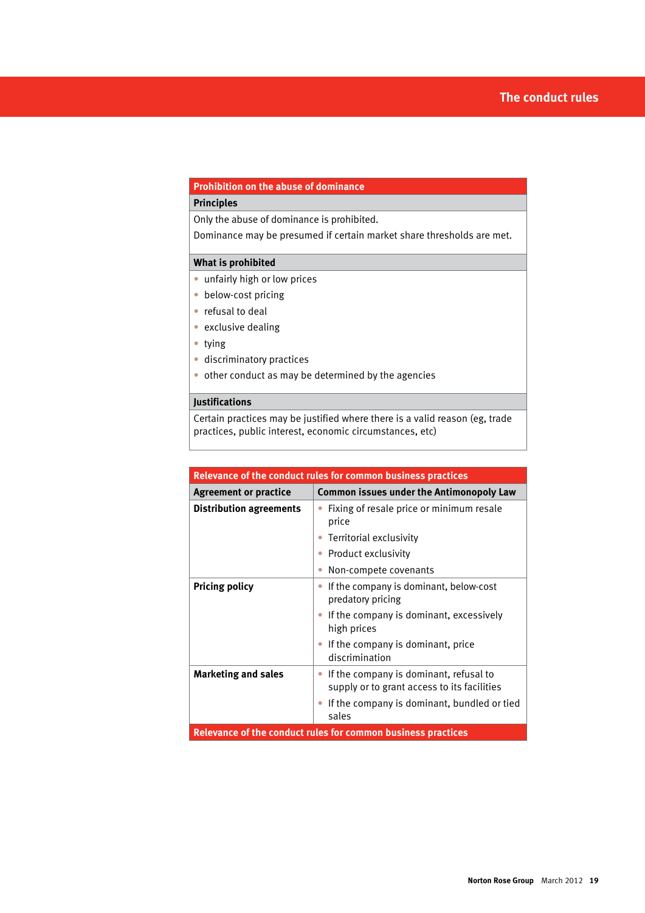| Prohibition on the abuse of dominance |
| --- |
| **Principles** |
| Only the abuse of dominance is prohibited.<br>Dominance may be presumed if certain market share thresholds are met. |
| **What is prohibited** |
| • unfairly high or low prices<br>• below-cost pricing<br>• refusal to deal<br>• exclusive dealing<br>• tying<br>• discriminatory practices<br>• other conduct as may be determined by the agencies |
| **Justifications** |
| Certain practices may be justified where there is a valid reason (eg, trade practices, public interest, economic circumstances, etc) |

**Relevance of the conduct rules for common business practices**

| Agreement or practice | Common issues under the Antimonopoly Law |
| --- | --- |
| **Distribution agreements** | • Fixing of resale price or minimum resale price<br>• Territorial exclusivity<br>• Product exclusivity<br>• Non-compete covenants |
| **Pricing policy** | • If the company is dominant, below-cost predatory pricing<br>• If the company is dominant, excessively high prices<br>• If the company is dominant, price discrimination |
| **Marketing and sales** | • If the company is dominant, refusal to supply or to grant access to its facilities<br>• If the company is dominant, bundled or tied sales |

Relevance of the conduct rules for common business practices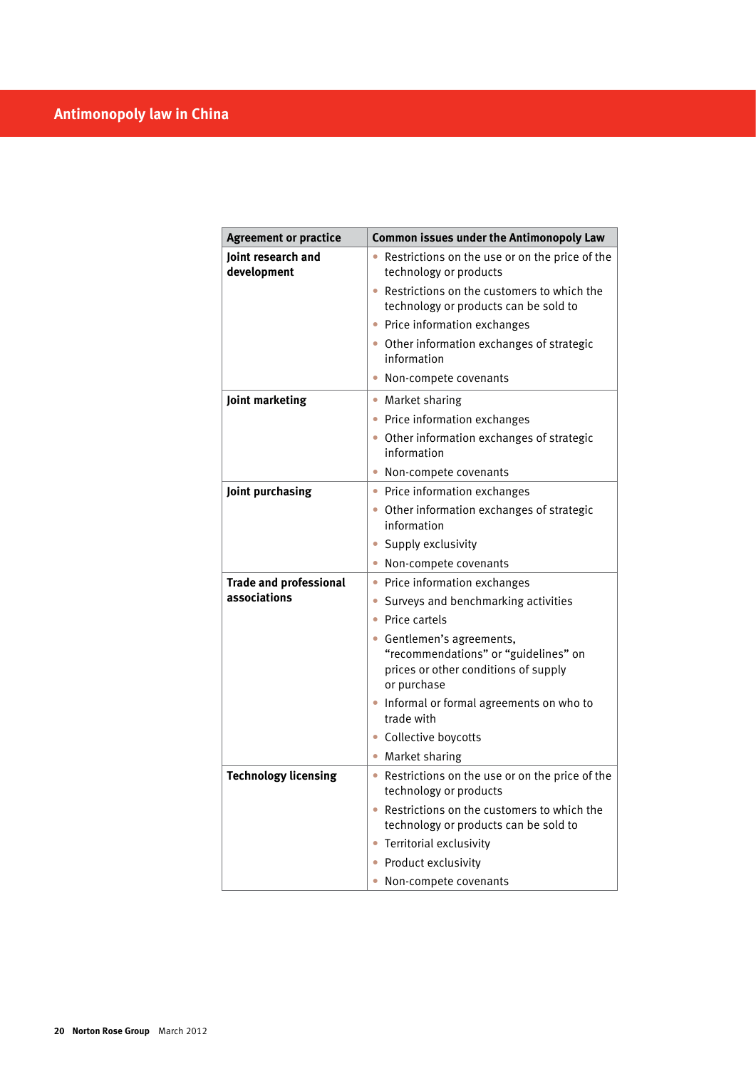| Agreement or practice | Common issues under the Antimonopoly Law |
|---|---|
| **Joint research and development** | • Restrictions on the use or on the price of the technology or products<br>• Restrictions on the customers to which the technology or products can be sold to<br>• Price information exchanges<br>• Other information exchanges of strategic information<br>• Non-compete covenants |
| **Joint marketing** | • Market sharing<br>• Price information exchanges<br>• Other information exchanges of strategic information<br>• Non-compete covenants |
| **Joint purchasing** | • Price information exchanges<br>• Other information exchanges of strategic information<br>• Supply exclusivity<br>• Non-compete covenants |
| **Trade and professional associations** | • Price information exchanges<br>• Surveys and benchmarking activities<br>• Price cartels<br>• Gentlemen's agreements, "recommendations" or "guidelines" on prices or other conditions of supply or purchase<br>• Informal or formal agreements on who to trade with<br>• Collective boycotts<br>• Market sharing |
| **Technology licensing** | • Restrictions on the use or on the price of the technology or products<br>• Restrictions on the customers to which the technology or products can be sold to<br>• Territorial exclusivity<br>• Product exclusivity<br>• Non-compete covenants |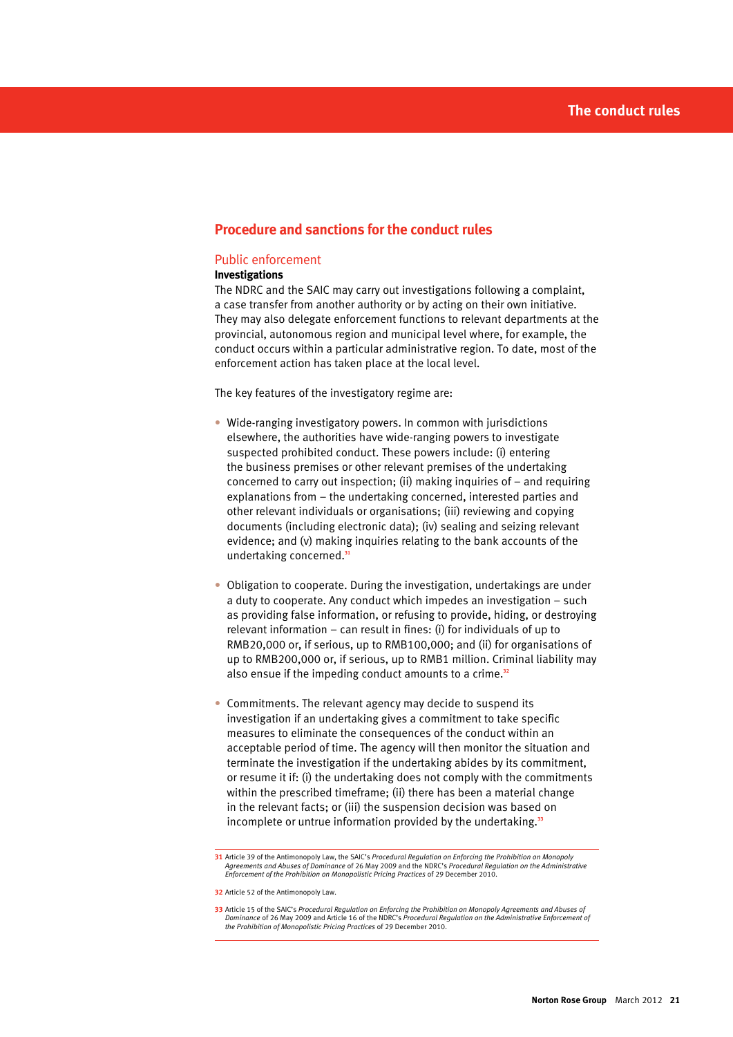## Procedure and sanctions for the conduct rules

### Public enforcement

**Investigations**

The NDRC and the SAIC may carry out investigations following a complaint, a case transfer from another authority or by acting on their own initiative. They may also delegate enforcement functions to relevant departments at the provincial, autonomous region and municipal level where, for example, the conduct occurs within a particular administrative region. To date, most of the enforcement action has taken place at the local level.

The key features of the investigatory regime are:

- Wide-ranging investigatory powers. In common with jurisdictions elsewhere, the authorities have wide-ranging powers to investigate suspected prohibited conduct. These powers include: (i) entering the business premises or other relevant premises of the undertaking concerned to carry out inspection; (ii) making inquiries of – and requiring explanations from – the undertaking concerned, interested parties and other relevant individuals or organisations; (iii) reviewing and copying documents (including electronic data); (iv) sealing and seizing relevant evidence; and (v) making inquiries relating to the bank accounts of the undertaking concerned.[31]

- Obligation to cooperate. During the investigation, undertakings are under a duty to cooperate. Any conduct which impedes an investigation – such as providing false information, or refusing to provide, hiding, or destroying relevant information – can result in fines: (i) for individuals of up to RMB20,000 or, if serious, up to RMB100,000; and (ii) for organisations of up to RMB200,000 or, if serious, up to RMB1 million. Criminal liability may also ensue if the impeding conduct amounts to a crime.[32]

- Commitments. The relevant agency may decide to suspend its investigation if an undertaking gives a commitment to take specific measures to eliminate the consequences of the conduct within an acceptable period of time. The agency will then monitor the situation and terminate the investigation if the undertaking abides by its commitment, or resume it if: (i) the undertaking does not comply with the commitments within the prescribed timeframe; (ii) there has been a material change in the relevant facts; or (iii) the suspension decision was based on incomplete or untrue information provided by the undertaking.[33]

---

31 Article 39 of the Antimonopoly Law, the SAIC's *Procedural Regulation on Enforcing the Prohibition on Monopoly Agreements and Abuses of Dominance* of 26 May 2009 and the NDRC's *Procedural Regulation on the Administrative Enforcement of the Prohibition on Monopolistic Pricing Practices* of 29 December 2010.

32 Article 52 of the Antimonopoly Law.

33 Article 15 of the SAIC's *Procedural Regulation on Enforcing the Prohibition on Monopoly Agreements and Abuses of Dominance* of 26 May 2009 and Article 16 of the NDRC's *Procedural Regulation on the Administrative Enforcement of the Prohibition of Monopolistic Pricing Practices* of 29 December 2010.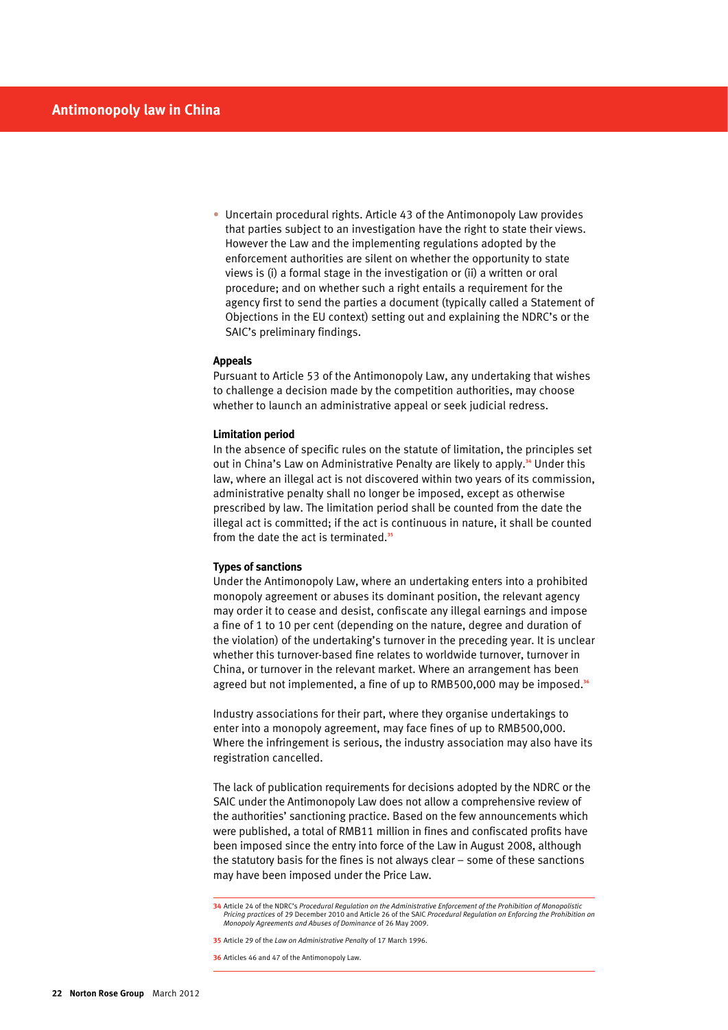- Uncertain procedural rights. Article 43 of the Antimonopoly Law provides that parties subject to an investigation have the right to state their views. However the Law and the implementing regulations adopted by the enforcement authorities are silent on whether the opportunity to state views is (i) a formal stage in the investigation or (ii) a written or oral procedure; and on whether such a right entails a requirement for the agency first to send the parties a document (typically called a Statement of Objections in the EU context) setting out and explaining the NDRC's or the SAIC's preliminary findings.

**Appeals**

Pursuant to Article 53 of the Antimonopoly Law, any undertaking that wishes to challenge a decision made by the competition authorities, may choose whether to launch an administrative appeal or seek judicial redress.

**Limitation period**

In the absence of specific rules on the statute of limitation, the principles set out in China's Law on Administrative Penalty are likely to apply.[34] Under this law, where an illegal act is not discovered within two years of its commission, administrative penalty shall no longer be imposed, except as otherwise prescribed by law. The limitation period shall be counted from the date the illegal act is committed; if the act is continuous in nature, it shall be counted from the date the act is terminated.[35]

**Types of sanctions**

Under the Antimonopoly Law, where an undertaking enters into a prohibited monopoly agreement or abuses its dominant position, the relevant agency may order it to cease and desist, confiscate any illegal earnings and impose a fine of 1 to 10 per cent (depending on the nature, degree and duration of the violation) of the undertaking's turnover in the preceding year. It is unclear whether this turnover-based fine relates to worldwide turnover, turnover in China, or turnover in the relevant market. Where an arrangement has been agreed but not implemented, a fine of up to RMB500,000 may be imposed.[36]

Industry associations for their part, where they organise undertakings to enter into a monopoly agreement, may face fines of up to RMB500,000. Where the infringement is serious, the industry association may also have its registration cancelled.

The lack of publication requirements for decisions adopted by the NDRC or the SAIC under the Antimonopoly Law does not allow a comprehensive review of the authorities' sanctioning practice. Based on the few announcements which were published, a total of RMB11 million in fines and confiscated profits have been imposed since the entry into force of the Law in August 2008, although the statutory basis for the fines is not always clear – some of these sanctions may have been imposed under the Price Law.

---

34 Article 24 of the NDRC's *Procedural Regulation on the Administrative Enforcement of the Prohibition of Monopolistic Pricing practices* of 29 December 2010 and Article 26 of the SAIC *Procedural Regulation on Enforcing the Prohibition on Monopoly Agreements and Abuses of Dominance* of 26 May 2009.

35 Article 29 of the *Law on Administrative Penalty* of 17 March 1996.

36 Articles 46 and 47 of the Antimonopoly Law.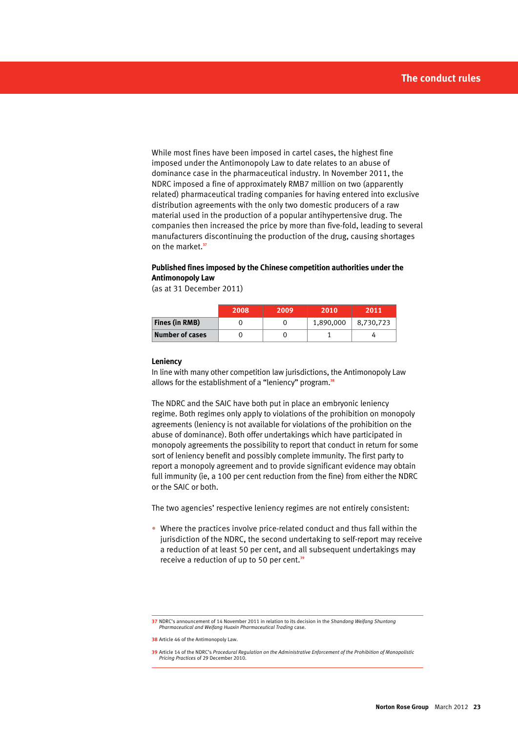While most fines have been imposed in cartel cases, the highest fine imposed under the Antimonopoly Law to date relates to an abuse of dominance case in the pharmaceutical industry. In November 2011, the NDRC imposed a fine of approximately RMB7 million on two (apparently related) pharmaceutical trading companies for having entered into exclusive distribution agreements with the only two domestic producers of a raw material used in the production of a popular antihypertensive drug. The companies then increased the price by more than five-fold, leading to several manufacturers discontinuing the production of the drug, causing shortages on the market.[37]

**Published fines imposed by the Chinese competition authorities under the Antimonopoly Law**
(as at 31 December 2011)

| | 2008 | 2009 | 2010 | 2011 |
|---|---|---|---|---|
| **Fines (in RMB)** | 0 | 0 | 1,890,000 | 8,730,723 |
| **Number of cases** | 0 | 0 | 1 | 4 |

### Leniency

In line with many other competition law jurisdictions, the Antimonopoly Law allows for the establishment of a "leniency" program.[38]

The NDRC and the SAIC have both put in place an embryonic leniency regime. Both regimes only apply to violations of the prohibition on monopoly agreements (leniency is not available for violations of the prohibition on the abuse of dominance). Both offer undertakings which have participated in monopoly agreements the possibility to report that conduct in return for some sort of leniency benefit and possibly complete immunity. The first party to report a monopoly agreement and to provide significant evidence may obtain full immunity (ie, a 100 per cent reduction from the fine) from either the NDRC or the SAIC or both.

The two agencies' respective leniency regimes are not entirely consistent:

- Where the practices involve price-related conduct and thus fall within the jurisdiction of the NDRC, the second undertaking to self-report may receive a reduction of at least 50 per cent, and all subsequent undertakings may receive a reduction of up to 50 per cent.[39]

---

37 NDRC's announcement of 14 November 2011 in relation to its decision in the *Shandong Weifang Shuntong Pharmaceutical and Weifang Huaxin Pharmaceutical Trading* case.

38 Article 46 of the Antimonopoly Law.

39 Article 14 of the NDRC's *Procedural Regulation on the Administrative Enforcement of the Prohibition of Monopolistic Pricing Practices* of 29 December 2010.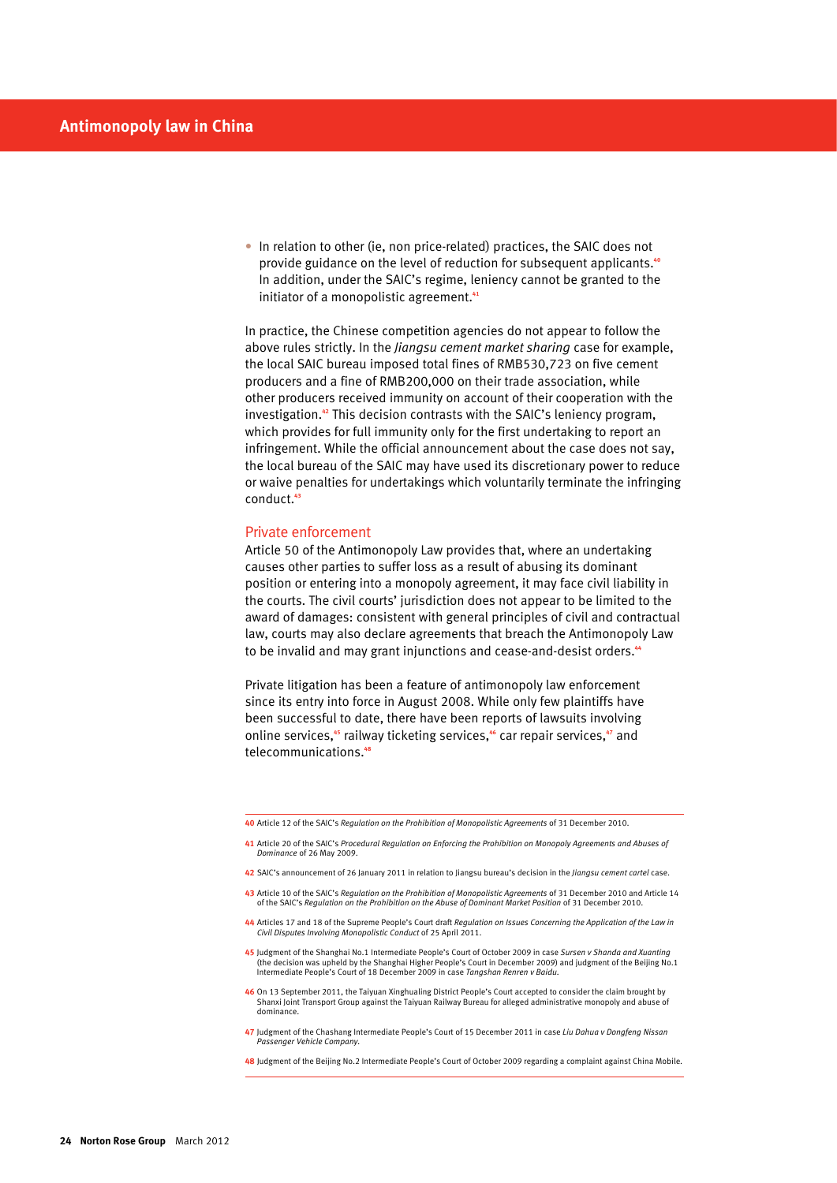- In relation to other (ie, non price-related) practices, the SAIC does not provide guidance on the level of reduction for subsequent applicants.[40] In addition, under the SAIC's regime, leniency cannot be granted to the initiator of a monopolistic agreement.[41]

In practice, the Chinese competition agencies do not appear to follow the above rules strictly. In the *Jiangsu cement market sharing* case for example, the local SAIC bureau imposed total fines of RMB530,723 on five cement producers and a fine of RMB200,000 on their trade association, while other producers received immunity on account of their cooperation with the investigation.[42] This decision contrasts with the SAIC's leniency program, which provides for full immunity only for the first undertaking to report an infringement. While the official announcement about the case does not say, the local bureau of the SAIC may have used its discretionary power to reduce or waive penalties for undertakings which voluntarily terminate the infringing conduct.[43]

## Private enforcement

Article 50 of the Antimonopoly Law provides that, where an undertaking causes other parties to suffer loss as a result of abusing its dominant position or entering into a monopoly agreement, it may face civil liability in the courts. The civil courts' jurisdiction does not appear to be limited to the award of damages: consistent with general principles of civil and contractual law, courts may also declare agreements that breach the Antimonopoly Law to be invalid and may grant injunctions and cease-and-desist orders.[44]

Private litigation has been a feature of antimonopoly law enforcement since its entry into force in August 2008. While only few plaintiffs have been successful to date, there have been reports of lawsuits involving online services,[45] railway ticketing services,[46] car repair services,[47] and telecommunications.[48]

---

40 Article 12 of the SAIC's *Regulation on the Prohibition of Monopolistic Agreements* of 31 December 2010.

41 Article 20 of the SAIC's *Procedural Regulation on Enforcing the Prohibition on Monopoly Agreements and Abuses of Dominance* of 26 May 2009.

42 SAIC's announcement of 26 January 2011 in relation to Jiangsu bureau's decision in the *Jiangsu cement cartel* case.

43 Article 10 of the SAIC's *Regulation on the Prohibition of Monopolistic Agreements* of 31 December 2010 and Article 14 of the SAIC's *Regulation on the Prohibition on the Abuse of Dominant Market Position* of 31 December 2010.

44 Articles 17 and 18 of the Supreme People's Court draft *Regulation on Issues Concerning the Application of the Law in Civil Disputes Involving Monopolistic Conduct* of 25 April 2011.

45 Judgment of the Shanghai No.1 Intermediate People's Court of October 2009 in case *Sursen v Shanda and Xuanting* (the decision was upheld by the Shanghai Higher People's Court in December 2009) and judgment of the Beijing No.1 Intermediate People's Court of 18 December 2009 in case *Tangshan Renren v Baidu*.

46 On 13 September 2011, the Taiyuan Xinghualing District People's Court accepted to consider the claim brought by Shanxi Joint Transport Group against the Taiyuan Railway Bureau for alleged administrative monopoly and abuse of dominance.

47 Judgment of the Chashang Intermediate People's Court of 15 December 2011 in case *Liu Dahua v Dongfeng Nissan Passenger Vehicle Company*.

48 Judgment of the Beijing No.2 Intermediate People's Court of October 2009 regarding a complaint against China Mobile.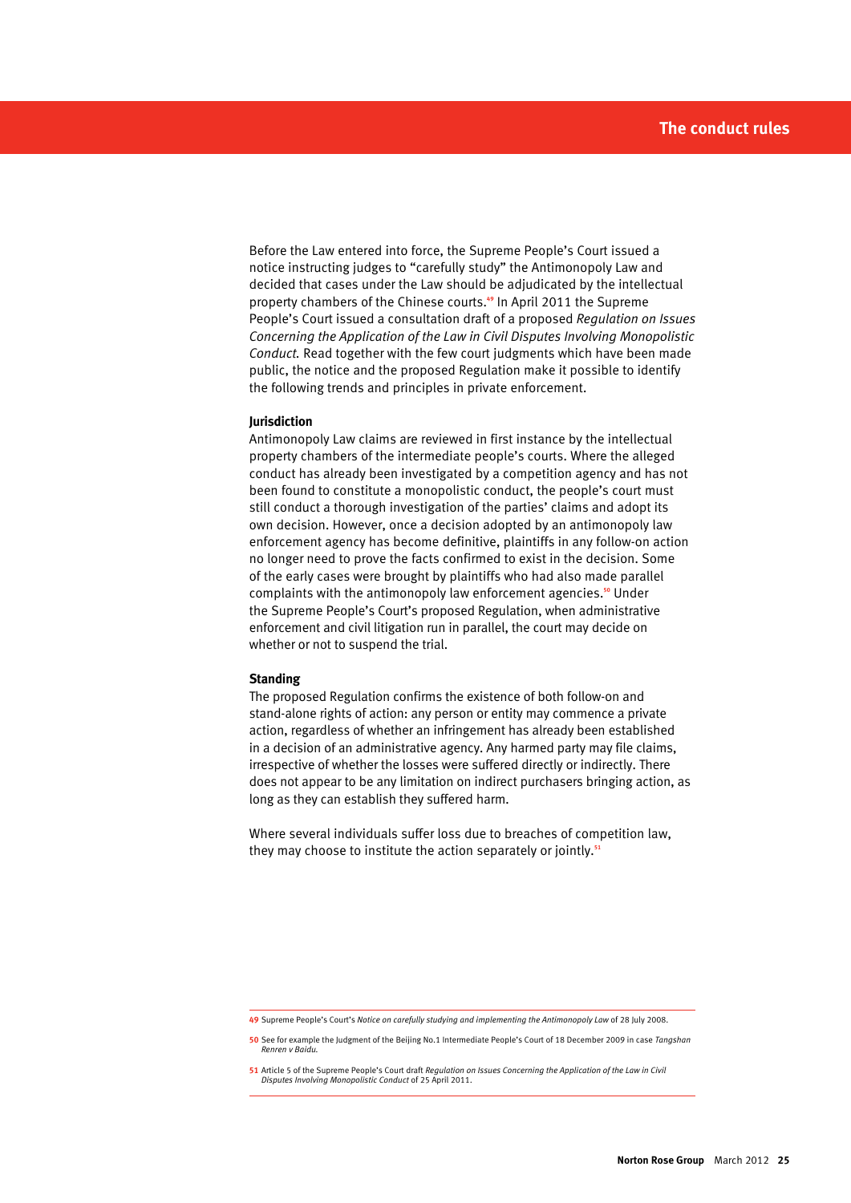Before the Law entered into force, the Supreme People's Court issued a notice instructing judges to "carefully study" the Antimonopoly Law and decided that cases under the Law should be adjudicated by the intellectual property chambers of the Chinese courts.[49] In April 2011 the Supreme People's Court issued a consultation draft of a proposed *Regulation on Issues Concerning the Application of the Law in Civil Disputes Involving Monopolistic Conduct.* Read together with the few court judgments which have been made public, the notice and the proposed Regulation make it possible to identify the following trends and principles in private enforcement.

### Jurisdiction

Antimonopoly Law claims are reviewed in first instance by the intellectual property chambers of the intermediate people's courts. Where the alleged conduct has already been investigated by a competition agency and has not been found to constitute a monopolistic conduct, the people's court must still conduct a thorough investigation of the parties' claims and adopt its own decision. However, once a decision adopted by an antimonopoly law enforcement agency has become definitive, plaintiffs in any follow-on action no longer need to prove the facts confirmed to exist in the decision. Some of the early cases were brought by plaintiffs who had also made parallel complaints with the antimonopoly law enforcement agencies.[50] Under the Supreme People's Court's proposed Regulation, when administrative enforcement and civil litigation run in parallel, the court may decide on whether or not to suspend the trial.

### Standing

The proposed Regulation confirms the existence of both follow-on and stand-alone rights of action: any person or entity may commence a private action, regardless of whether an infringement has already been established in a decision of an administrative agency. Any harmed party may file claims, irrespective of whether the losses were suffered directly or indirectly. There does not appear to be any limitation on indirect purchasers bringing action, as long as they can establish they suffered harm.

Where several individuals suffer loss due to breaches of competition law, they may choose to institute the action separately or jointly.[51]

---

**49** Supreme People's Court's *Notice on carefully studying and implementing the Antimonopoly Law* of 28 July 2008.

**50** See for example the Judgment of the Beijing No.1 Intermediate People's Court of 18 December 2009 in case *Tangshan Renren v Baidu*.

**51** Article 5 of the Supreme People's Court draft *Regulation on Issues Concerning the Application of the Law in Civil Disputes Involving Monopolistic Conduct* of 25 April 2011.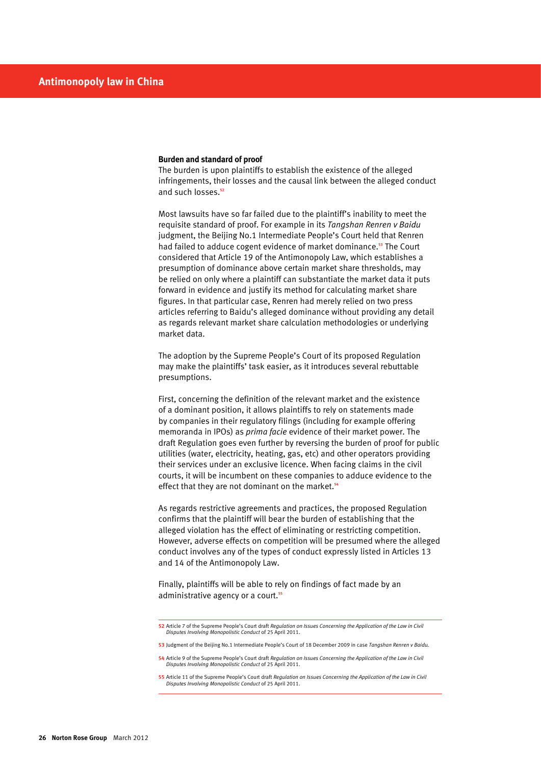### Burden and standard of proof

The burden is upon plaintiffs to establish the existence of the alleged infringements, their losses and the causal link between the alleged conduct and such losses.[52]

Most lawsuits have so far failed due to the plaintiff's inability to meet the requisite standard of proof. For example in its *Tangshan Renren v Baidu* judgment, the Beijing No.1 Intermediate People's Court held that Renren had failed to adduce cogent evidence of market dominance.[53] The Court considered that Article 19 of the Antimonopoly Law, which establishes a presumption of dominance above certain market share thresholds, may be relied on only where a plaintiff can substantiate the market data it puts forward in evidence and justify its method for calculating market share figures. In that particular case, Renren had merely relied on two press articles referring to Baidu's alleged dominance without providing any detail as regards relevant market share calculation methodologies or underlying market data.

The adoption by the Supreme People's Court of its proposed Regulation may make the plaintiffs' task easier, as it introduces several rebuttable presumptions.

First, concerning the definition of the relevant market and the existence of a dominant position, it allows plaintiffs to rely on statements made by companies in their regulatory filings (including for example offering memoranda in IPOs) as *prima facie* evidence of their market power. The draft Regulation goes even further by reversing the burden of proof for public utilities (water, electricity, heating, gas, etc) and other operators providing their services under an exclusive licence. When facing claims in the civil courts, it will be incumbent on these companies to adduce evidence to the effect that they are not dominant on the market.[54]

As regards restrictive agreements and practices, the proposed Regulation confirms that the plaintiff will bear the burden of establishing that the alleged violation has the effect of eliminating or restricting competition. However, adverse effects on competition will be presumed where the alleged conduct involves any of the types of conduct expressly listed in Articles 13 and 14 of the Antimonopoly Law.

Finally, plaintiffs will be able to rely on findings of fact made by an administrative agency or a court.[55]

---

52 Article 7 of the Supreme People's Court draft *Regulation on Issues Concerning the Application of the Law in Civil Disputes Involving Monopolistic Conduct* of 25 April 2011.

53 Judgment of the Beijing No.1 Intermediate People's Court of 18 December 2009 in case *Tangshan Renren v Baidu*.

54 Article 9 of the Supreme People's Court draft *Regulation on Issues Concerning the Application of the Law in Civil Disputes Involving Monopolistic Conduct* of 25 April 2011.

55 Article 11 of the Supreme People's Court draft *Regulation on Issues Concerning the Application of the Law in Civil Disputes Involving Monopolistic Conduct* of 25 April 2011.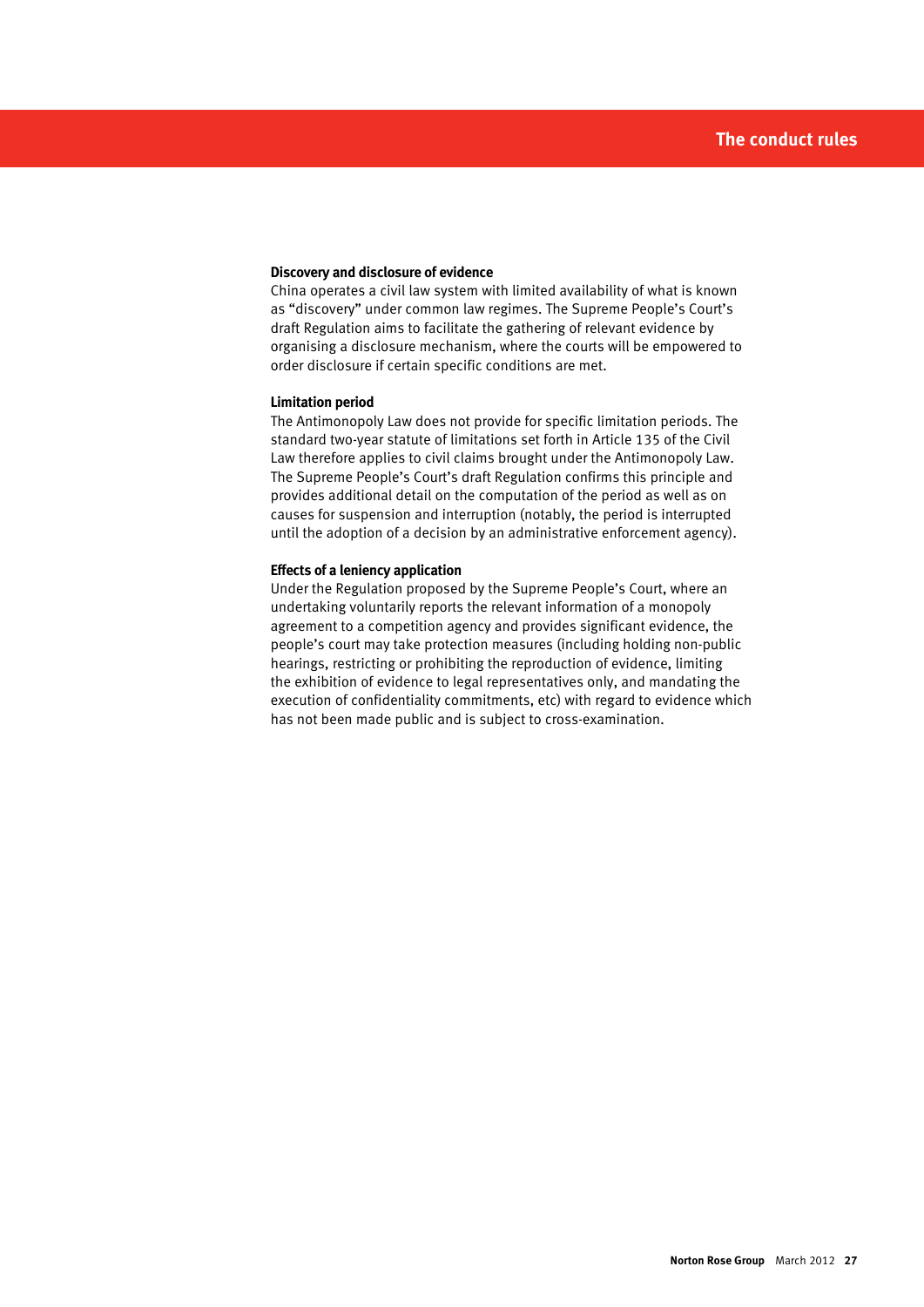### Discovery and disclosure of evidence

China operates a civil law system with limited availability of what is known as "discovery" under common law regimes. The Supreme People's Court's draft Regulation aims to facilitate the gathering of relevant evidence by organising a disclosure mechanism, where the courts will be empowered to order disclosure if certain specific conditions are met.

### Limitation period

The Antimonopoly Law does not provide for specific limitation periods. The standard two-year statute of limitations set forth in Article 135 of the Civil Law therefore applies to civil claims brought under the Antimonopoly Law. The Supreme People's Court's draft Regulation confirms this principle and provides additional detail on the computation of the period as well as on causes for suspension and interruption (notably, the period is interrupted until the adoption of a decision by an administrative enforcement agency).

### Effects of a leniency application

Under the Regulation proposed by the Supreme People's Court, where an undertaking voluntarily reports the relevant information of a monopoly agreement to a competition agency and provides significant evidence, the people's court may take protection measures (including holding non-public hearings, restricting or prohibiting the reproduction of evidence, limiting the exhibition of evidence to legal representatives only, and mandating the execution of confidentiality commitments, etc) with regard to evidence which has not been made public and is subject to cross-examination.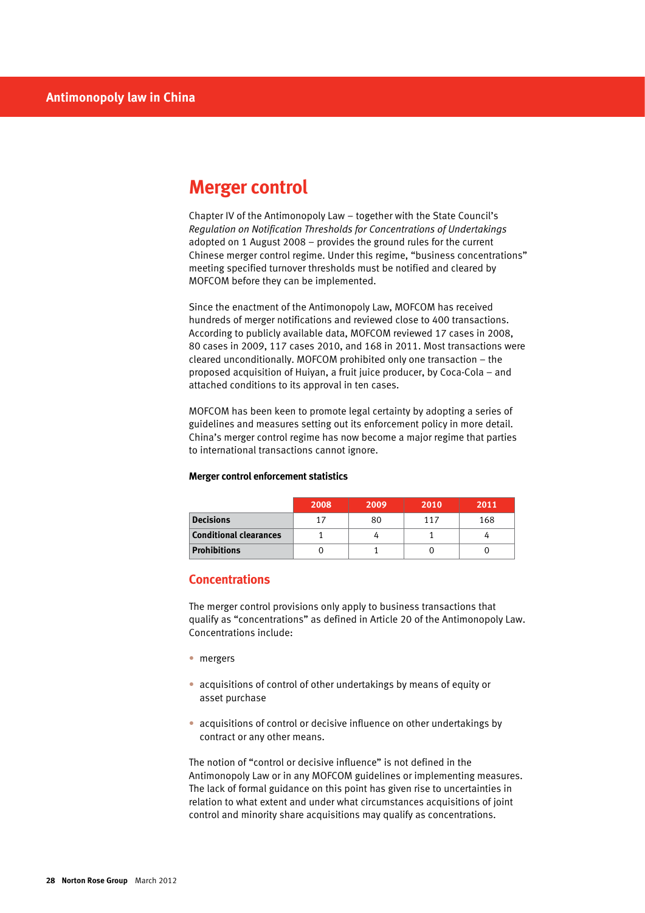## Merger control

Chapter IV of the Antimonopoly Law – together with the State Council's *Regulation on Notification Thresholds for Concentrations of Undertakings* adopted on 1 August 2008 – provides the ground rules for the current Chinese merger control regime. Under this regime, "business concentrations" meeting specified turnover thresholds must be notified and cleared by MOFCOM before they can be implemented.

Since the enactment of the Antimonopoly Law, MOFCOM has received hundreds of merger notifications and reviewed close to 400 transactions. According to publicly available data, MOFCOM reviewed 17 cases in 2008, 80 cases in 2009, 117 cases 2010, and 168 in 2011. Most transactions were cleared unconditionally. MOFCOM prohibited only one transaction – the proposed acquisition of Huiyan, a fruit juice producer, by Coca-Cola – and attached conditions to its approval in ten cases.

MOFCOM has been keen to promote legal certainty by adopting a series of guidelines and measures setting out its enforcement policy in more detail. China's merger control regime has now become a major regime that parties to international transactions cannot ignore.

**Merger control enforcement statistics**

| | 2008 | 2009 | 2010 | 2011 |
|---|---|---|---|---|
| **Decisions** | 17 | 80 | 117 | 168 |
| **Conditional clearances** | 1 | 4 | 1 | 4 |
| **Prohibitions** | 0 | 1 | 0 | 0 |

### Concentrations

The merger control provisions only apply to business transactions that qualify as "concentrations" as defined in Article 20 of the Antimonopoly Law. Concentrations include:

- mergers
- acquisitions of control of other undertakings by means of equity or asset purchase
- acquisitions of control or decisive influence on other undertakings by contract or any other means.

The notion of "control or decisive influence" is not defined in the Antimonopoly Law or in any MOFCOM guidelines or implementing measures. The lack of formal guidance on this point has given rise to uncertainties in relation to what extent and under what circumstances acquisitions of joint control and minority share acquisitions may qualify as concentrations.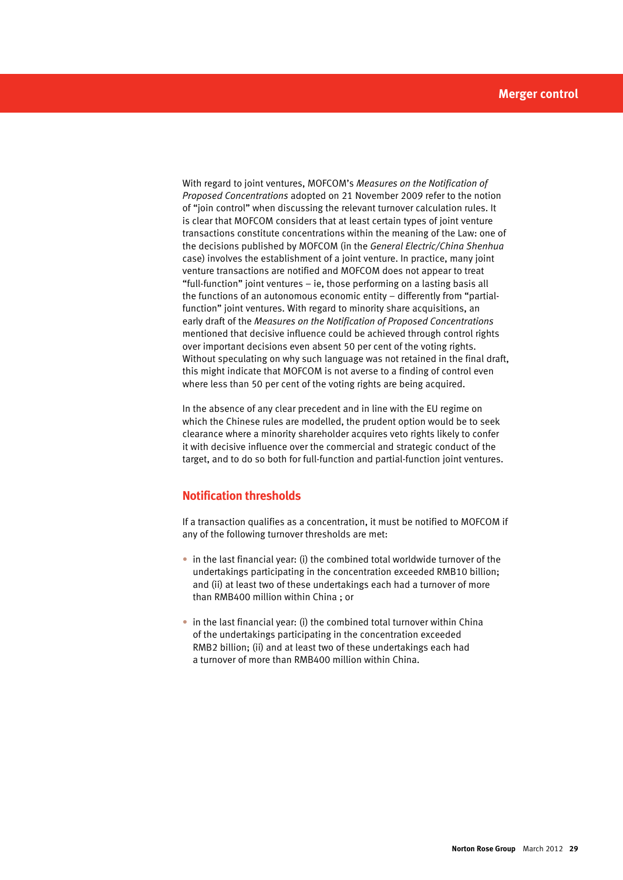With regard to joint ventures, MOFCOM's *Measures on the Notification of Proposed Concentrations* adopted on 21 November 2009 refer to the notion of "join control" when discussing the relevant turnover calculation rules. It is clear that MOFCOM considers that at least certain types of joint venture transactions constitute concentrations within the meaning of the Law: one of the decisions published by MOFCOM (in the *General Electric/China Shenhua* case) involves the establishment of a joint venture. In practice, many joint venture transactions are notified and MOFCOM does not appear to treat "full-function" joint ventures – ie, those performing on a lasting basis all the functions of an autonomous economic entity – differently from "partial-function" joint ventures. With regard to minority share acquisitions, an early draft of the *Measures on the Notification of Proposed Concentrations* mentioned that decisive influence could be achieved through control rights over important decisions even absent 50 per cent of the voting rights. Without speculating on why such language was not retained in the final draft, this might indicate that MOFCOM is not averse to a finding of control even where less than 50 per cent of the voting rights are being acquired.

In the absence of any clear precedent and in line with the EU regime on which the Chinese rules are modelled, the prudent option would be to seek clearance where a minority shareholder acquires veto rights likely to confer it with decisive influence over the commercial and strategic conduct of the target, and to do so both for full-function and partial-function joint ventures.

## Notification thresholds

If a transaction qualifies as a concentration, it must be notified to MOFCOM if any of the following turnover thresholds are met:

- in the last financial year: (i) the combined total worldwide turnover of the undertakings participating in the concentration exceeded RMB10 billion; and (ii) at least two of these undertakings each had a turnover of more than RMB400 million within China ; or
- in the last financial year: (i) the combined total turnover within China of the undertakings participating in the concentration exceeded RMB2 billion; (ii) and at least two of these undertakings each had a turnover of more than RMB400 million within China.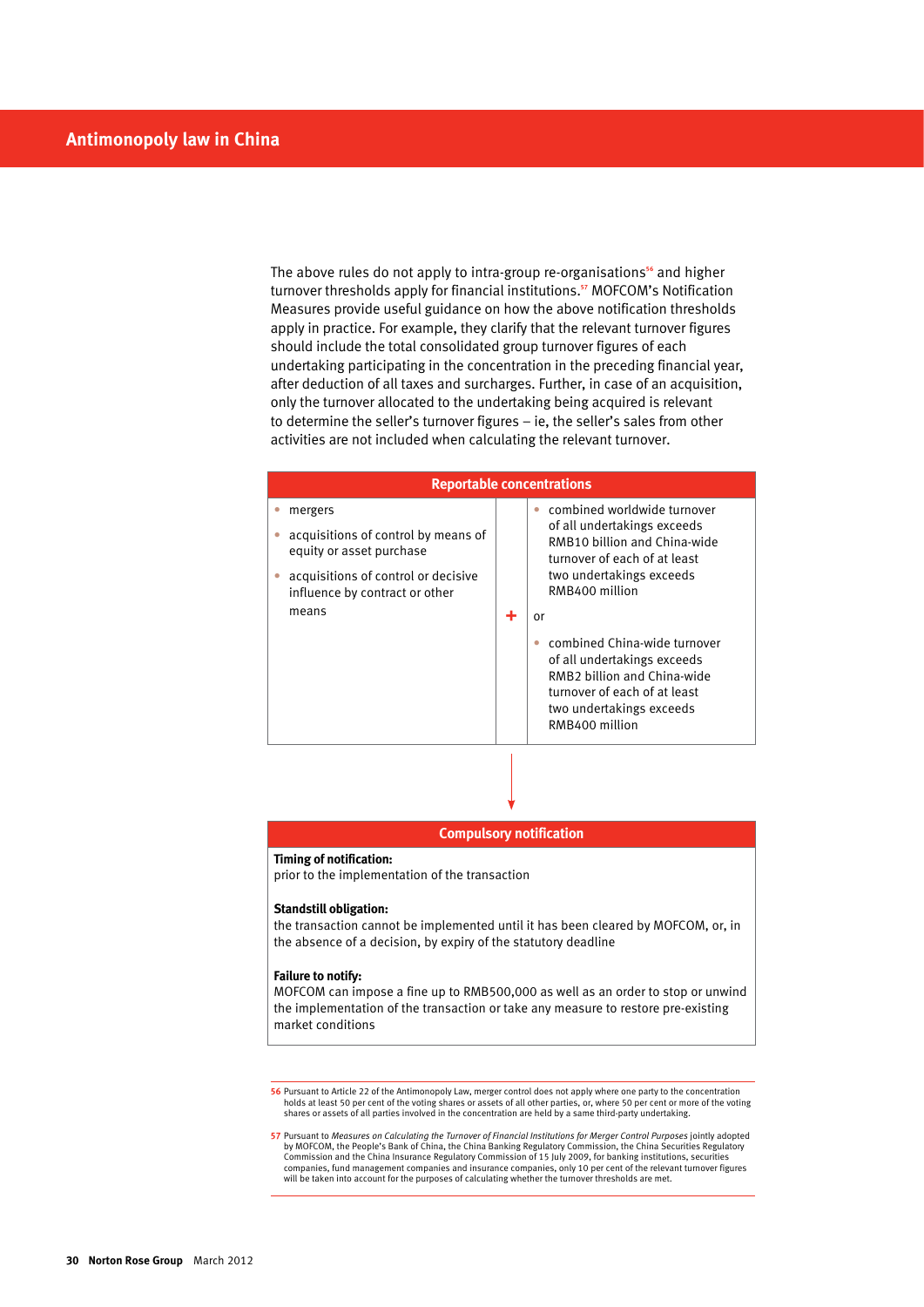The above rules do not apply to intra-group re-organisations[56] and higher turnover thresholds apply for financial institutions.[57] MOFCOM's Notification Measures provide useful guidance on how the above notification thresholds apply in practice. For example, they clarify that the relevant turnover figures should include the total consolidated group turnover figures of each undertaking participating in the concentration in the preceding financial year, after deduction of all taxes and surcharges. Further, in case of an acquisition, only the turnover allocated to the undertaking being acquired is relevant to determine the seller's turnover figures – ie, the seller's sales from other activities are not included when calculating the relevant turnover.

| Reportable concentrations | | |
|---|---|---|
| • mergers<br>• acquisitions of control by means of equity or asset purchase<br>• acquisitions of control or decisive influence by contract or other means | + | • combined worldwide turnover of all undertakings exceeds RMB10 billion and China-wide turnover of each of at least two undertakings exceeds RMB400 million<br>or<br>• combined China-wide turnover of all undertakings exceeds RMB2 billion and China-wide turnover of each of at least two undertakings exceeds RMB400 million |

↓

| Compulsory notification |
|---|
| **Timing of notification:**<br>prior to the implementation of the transaction |
| **Standstill obligation:**<br>the transaction cannot be implemented until it has been cleared by MOFCOM, or, in the absence of a decision, by expiry of the statutory deadline |
| **Failure to notify:**<br>MOFCOM can impose a fine up to RMB500,000 as well as an order to stop or unwind the implementation of the transaction or take any measure to restore pre-existing market conditions |

---

56 Pursuant to Article 22 of the Antimonopoly Law, merger control does not apply where one party to the concentration holds at least 50 per cent of the voting shares or assets of all other parties, or, where 50 per cent or more of the voting shares or assets of all parties involved in the concentration are held by a same third-party undertaking.

57 Pursuant to *Measures on Calculating the Turnover of Financial Institutions for Merger Control Purposes* jointly adopted by MOFCOM, the People's Bank of China, the China Banking Regulatory Commission, the China Securities Regulatory Commission and the China Insurance Regulatory Commission of 15 July 2009, for banking institutions, securities companies, fund management companies and insurance companies, only 10 per cent of the relevant turnover figures will be taken into account for the purposes of calculating whether the turnover thresholds are met.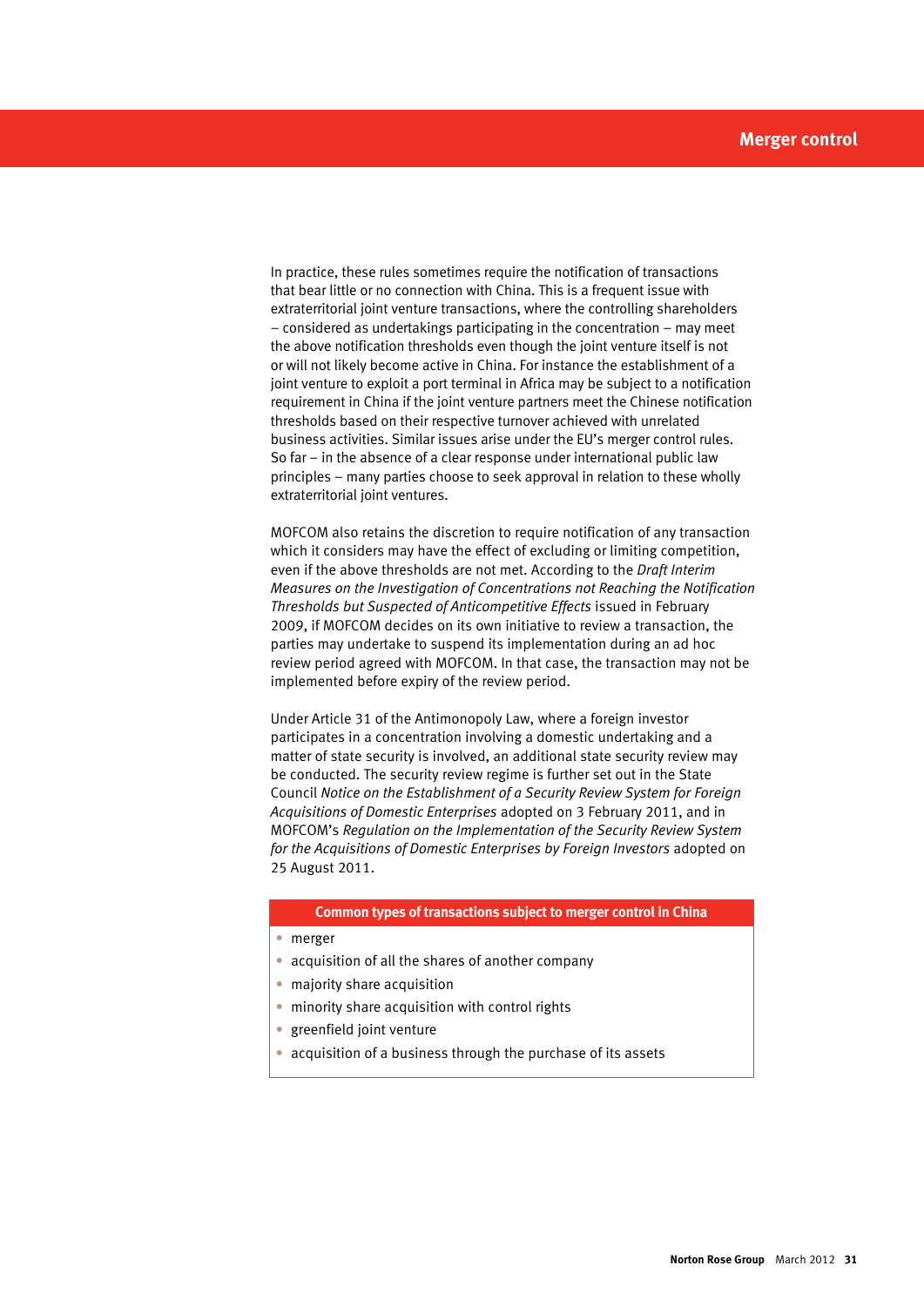In practice, these rules sometimes require the notification of transactions that bear little or no connection with China. This is a frequent issue with extraterritorial joint venture transactions, where the controlling shareholders – considered as undertakings participating in the concentration – may meet the above notification thresholds even though the joint venture itself is not or will not likely become active in China. For instance the establishment of a joint venture to exploit a port terminal in Africa may be subject to a notification requirement in China if the joint venture partners meet the Chinese notification thresholds based on their respective turnover achieved with unrelated business activities. Similar issues arise under the EU's merger control rules. So far – in the absence of a clear response under international public law principles – many parties choose to seek approval in relation to these wholly extraterritorial joint ventures.

MOFCOM also retains the discretion to require notification of any transaction which it considers may have the effect of excluding or limiting competition, even if the above thresholds are not met. According to the *Draft Interim Measures on the Investigation of Concentrations not Reaching the Notification Thresholds but Suspected of Anticompetitive Effects* issued in February 2009, if MOFCOM decides on its own initiative to review a transaction, the parties may undertake to suspend its implementation during an ad hoc review period agreed with MOFCOM. In that case, the transaction may not be implemented before expiry of the review period.

Under Article 31 of the Antimonopoly Law, where a foreign investor participates in a concentration involving a domestic undertaking and a matter of state security is involved, an additional state security review may be conducted. The security review regime is further set out in the State Council *Notice on the Establishment of a Security Review System for Foreign Acquisitions of Domestic Enterprises* adopted on 3 February 2011, and in MOFCOM's *Regulation on the Implementation of the Security Review System for the Acquisitions of Domestic Enterprises by Foreign Investors* adopted on 25 August 2011.

**Common types of transactions subject to merger control in China**

- merger
- acquisition of all the shares of another company
- majority share acquisition
- minority share acquisition with control rights
- greenfield joint venture
- acquisition of a business through the purchase of its assets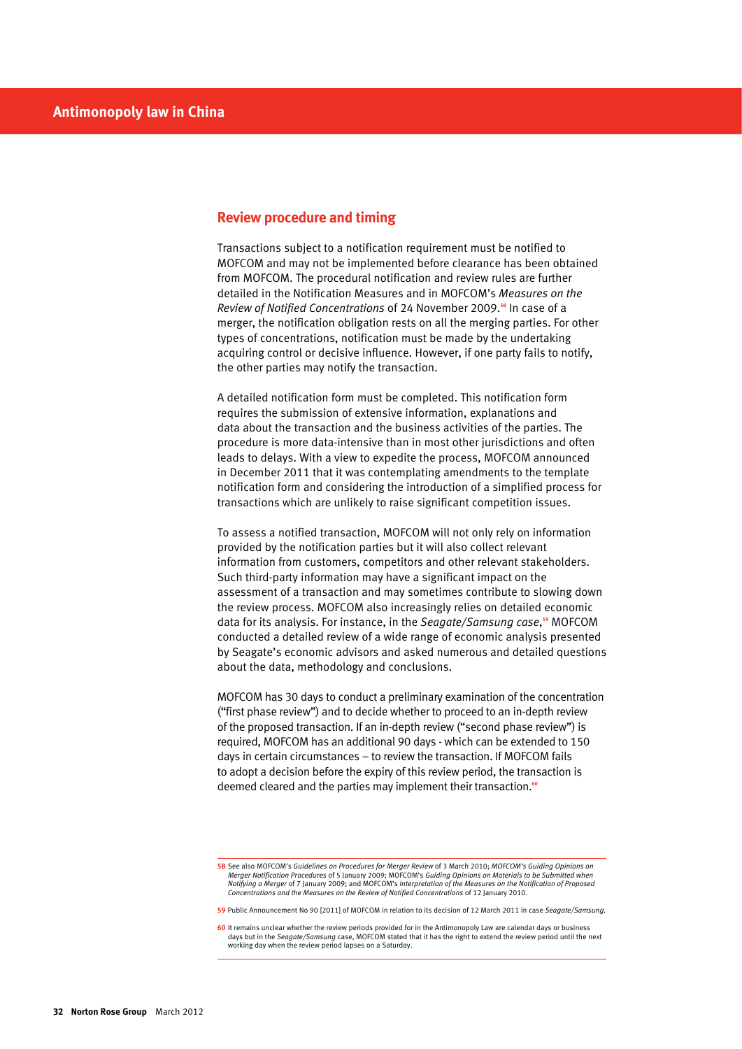## Review procedure and timing

Transactions subject to a notification requirement must be notified to MOFCOM and may not be implemented before clearance has been obtained from MOFCOM. The procedural notification and review rules are further detailed in the Notification Measures and in MOFCOM's *Measures on the Review of Notified Concentrations* of 24 November 2009.[58] In case of a merger, the notification obligation rests on all the merging parties. For other types of concentrations, notification must be made by the undertaking acquiring control or decisive influence. However, if one party fails to notify, the other parties may notify the transaction.

A detailed notification form must be completed. This notification form requires the submission of extensive information, explanations and data about the transaction and the business activities of the parties. The procedure is more data-intensive than in most other jurisdictions and often leads to delays. With a view to expedite the process, MOFCOM announced in December 2011 that it was contemplating amendments to the template notification form and considering the introduction of a simplified process for transactions which are unlikely to raise significant competition issues.

To assess a notified transaction, MOFCOM will not only rely on information provided by the notification parties but it will also collect relevant information from customers, competitors and other relevant stakeholders. Such third-party information may have a significant impact on the assessment of a transaction and may sometimes contribute to slowing down the review process. MOFCOM also increasingly relies on detailed economic data for its analysis. For instance, in the *Seagate/Samsung case*,[59] MOFCOM conducted a detailed review of a wide range of economic analysis presented by Seagate's economic advisors and asked numerous and detailed questions about the data, methodology and conclusions.

MOFCOM has 30 days to conduct a preliminary examination of the concentration ("first phase review") and to decide whether to proceed to an in-depth review of the proposed transaction. If an in-depth review ("second phase review") is required, MOFCOM has an additional 90 days - which can be extended to 150 days in certain circumstances – to review the transaction. If MOFCOM fails to adopt a decision before the expiry of this review period, the transaction is deemed cleared and the parties may implement their transaction.[60]

---

58 See also MOFCOM's *Guidelines on Procedures for Merger Review* of 3 March 2010; *MOFCOM's Guiding Opinions on Merger Notification Procedures* of 5 January 2009; MOFCOM's *Guiding Opinions on Materials to be Submitted when Notifying a Merger* of 7 January 2009; and MOFCOM's *Interpretation of the Measures on the Notification of Proposed Concentrations and the Measures on the Review of Notified Concentrations* of 12 January 2010.

59 Public Announcement No 90 [2011] of MOFCOM in relation to its decision of 12 March 2011 in case *Seagate/Samsung*.

60 It remains unclear whether the review periods provided for in the Antimonopoly Law are calendar days or business days but in the *Seagate/Samsung* case, MOFCOM stated that it has the right to extend the review period until the next working day when the review period lapses on a Saturday.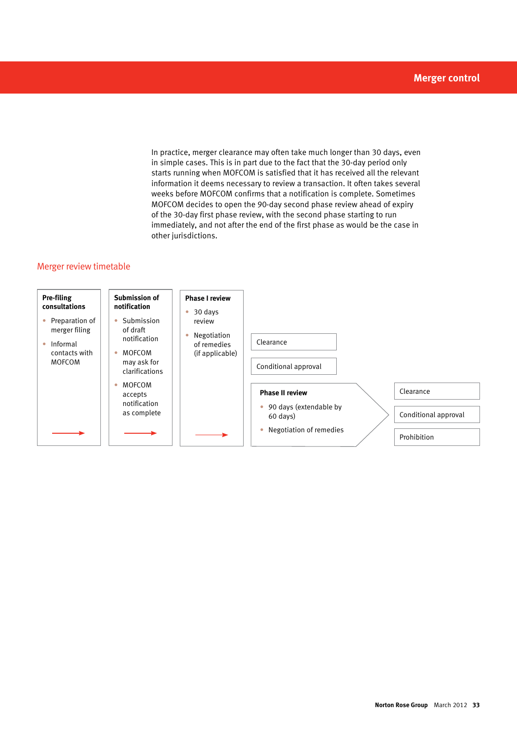In practice, merger clearance may often take much longer than 30 days, even in simple cases. This is in part due to the fact that the 30-day period only starts running when MOFCOM is satisfied that it has received all the relevant information it deems necessary to review a transaction. It often takes several weeks before MOFCOM confirms that a notification is complete. Sometimes MOFCOM decides to open the 90-day second phase review ahead of expiry of the 30-day first phase review, with the second phase starting to run immediately, and not after the end of the first phase as would be the case in other jurisdictions.

## Merger review timetable

**Pre-filing consultations**

- Preparation of merger filing
- Informal contacts with MOFCOM

→

**Submission of notification**

- Submission of draft notification
- MOFCOM may ask for clarifications
- MOFCOM accepts notification as complete

→

**Phase I review**

- 30 days review
- Negotiation of remedies (if applicable)

→

- Clearance
- Conditional approval
- **Phase II review**
  - 90 days (extendable by 60 days)
  - Negotiation of remedies

  →

  - Clearance
  - Conditional approval
  - Prohibition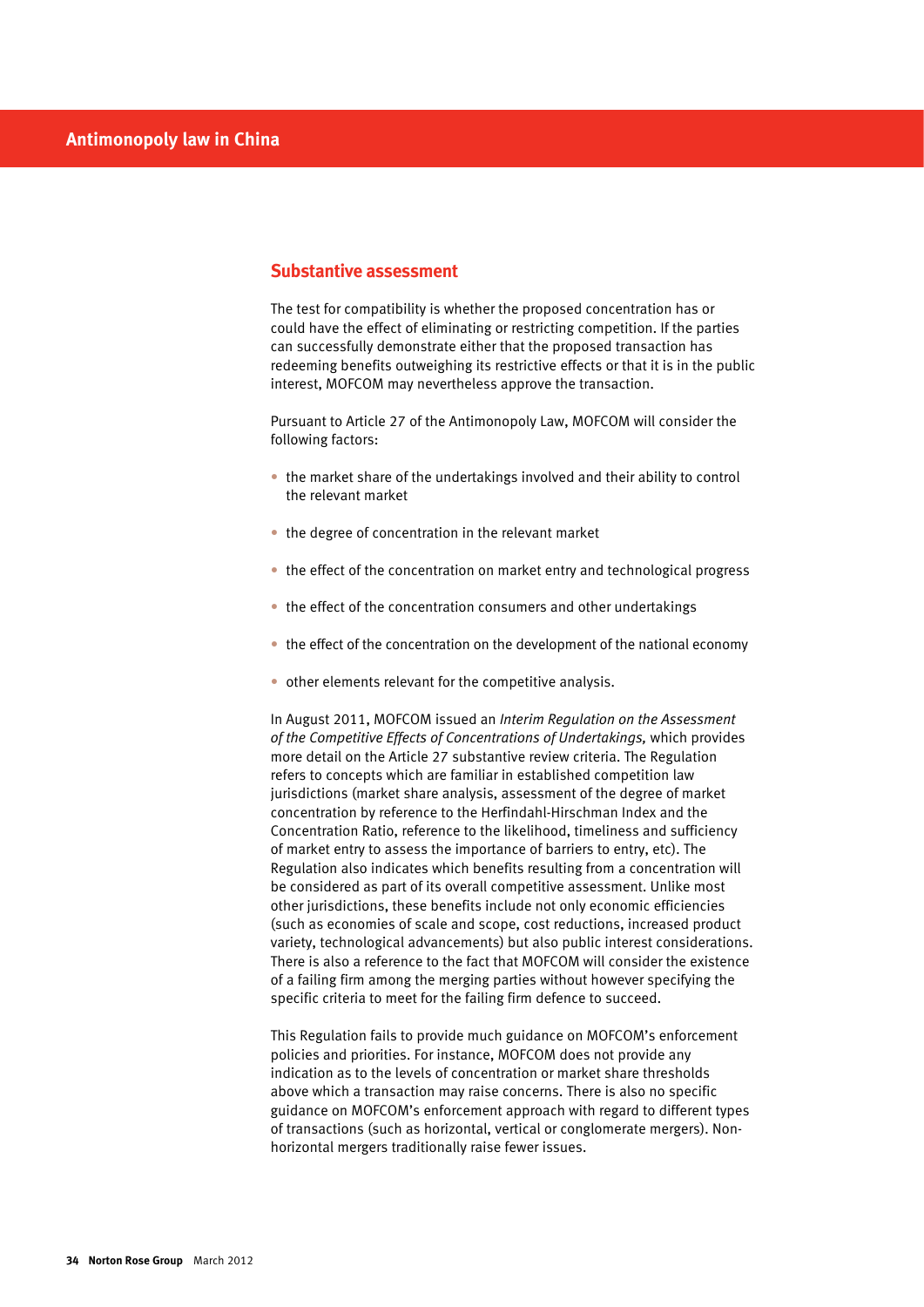## Substantive assessment

The test for compatibility is whether the proposed concentration has or could have the effect of eliminating or restricting competition. If the parties can successfully demonstrate either that the proposed transaction has redeeming benefits outweighing its restrictive effects or that it is in the public interest, MOFCOM may nevertheless approve the transaction.

Pursuant to Article 27 of the Antimonopoly Law, MOFCOM will consider the following factors:

- the market share of the undertakings involved and their ability to control the relevant market
- the degree of concentration in the relevant market
- the effect of the concentration on market entry and technological progress
- the effect of the concentration consumers and other undertakings
- the effect of the concentration on the development of the national economy
- other elements relevant for the competitive analysis.

In August 2011, MOFCOM issued an *Interim Regulation on the Assessment of the Competitive Effects of Concentrations of Undertakings,* which provides more detail on the Article 27 substantive review criteria. The Regulation refers to concepts which are familiar in established competition law jurisdictions (market share analysis, assessment of the degree of market concentration by reference to the Herfindahl-Hirschman Index and the Concentration Ratio, reference to the likelihood, timeliness and sufficiency of market entry to assess the importance of barriers to entry, etc). The Regulation also indicates which benefits resulting from a concentration will be considered as part of its overall competitive assessment. Unlike most other jurisdictions, these benefits include not only economic efficiencies (such as economies of scale and scope, cost reductions, increased product variety, technological advancements) but also public interest considerations. There is also a reference to the fact that MOFCOM will consider the existence of a failing firm among the merging parties without however specifying the specific criteria to meet for the failing firm defence to succeed.

This Regulation fails to provide much guidance on MOFCOM's enforcement policies and priorities. For instance, MOFCOM does not provide any indication as to the levels of concentration or market share thresholds above which a transaction may raise concerns. There is also no specific guidance on MOFCOM's enforcement approach with regard to different types of transactions (such as horizontal, vertical or conglomerate mergers). Non-horizontal mergers traditionally raise fewer issues.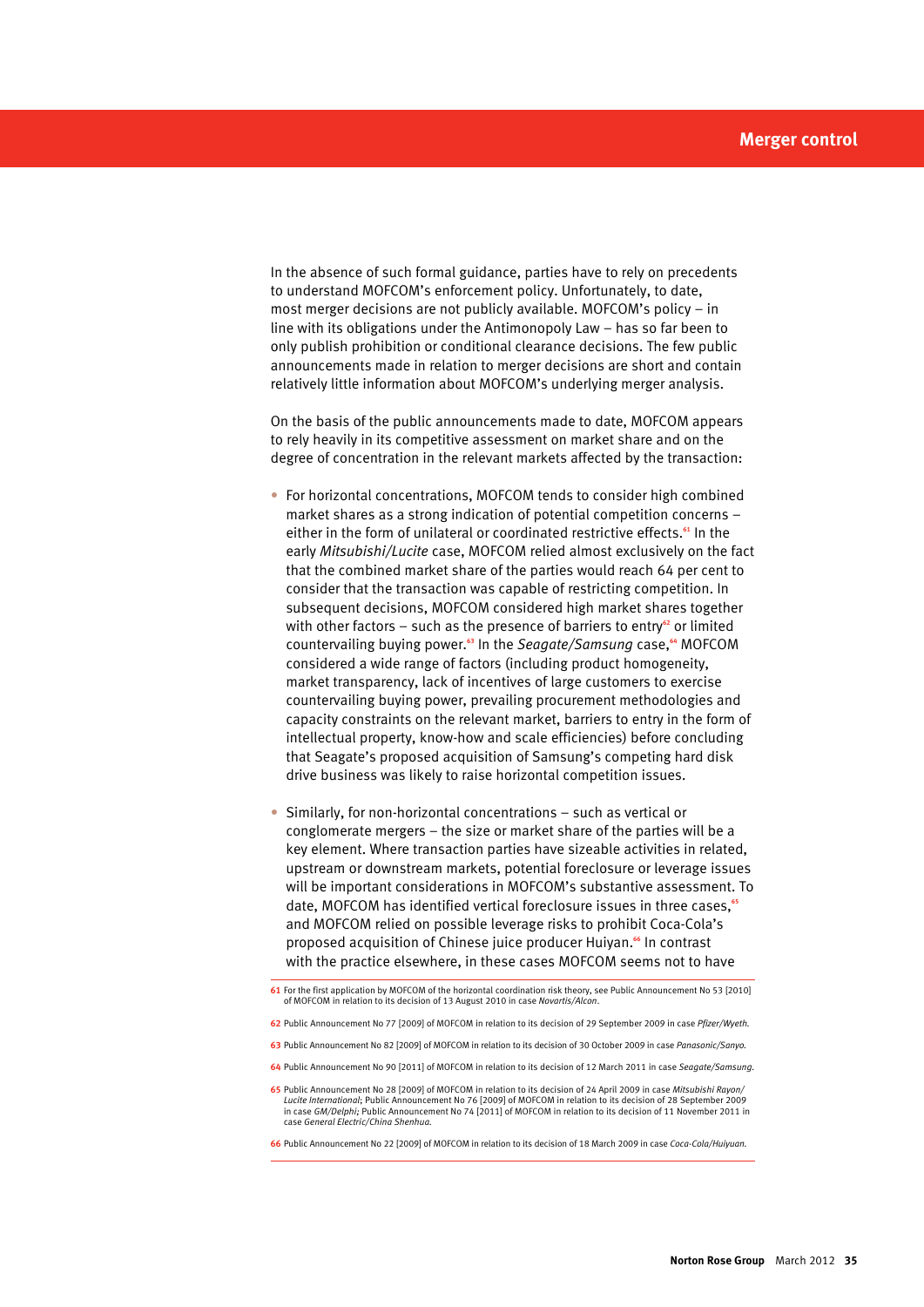In the absence of such formal guidance, parties have to rely on precedents to understand MOFCOM's enforcement policy. Unfortunately, to date, most merger decisions are not publicly available. MOFCOM's policy – in line with its obligations under the Antimonopoly Law – has so far been to only publish prohibition or conditional clearance decisions. The few public announcements made in relation to merger decisions are short and contain relatively little information about MOFCOM's underlying merger analysis.

On the basis of the public announcements made to date, MOFCOM appears to rely heavily in its competitive assessment on market share and on the degree of concentration in the relevant markets affected by the transaction:

- For horizontal concentrations, MOFCOM tends to consider high combined market shares as a strong indication of potential competition concerns – either in the form of unilateral or coordinated restrictive effects.[61] In the early *Mitsubishi/Lucite* case, MOFCOM relied almost exclusively on the fact that the combined market share of the parties would reach 64 per cent to consider that the transaction was capable of restricting competition. In subsequent decisions, MOFCOM considered high market shares together with other factors – such as the presence of barriers to entry[62] or limited countervailing buying power.[63] In the *Seagate/Samsung* case,[64] MOFCOM considered a wide range of factors (including product homogeneity, market transparency, lack of incentives of large customers to exercise countervailing buying power, prevailing procurement methodologies and capacity constraints on the relevant market, barriers to entry in the form of intellectual property, know-how and scale efficiencies) before concluding that Seagate's proposed acquisition of Samsung's competing hard disk drive business was likely to raise horizontal competition issues.

- Similarly, for non-horizontal concentrations – such as vertical or conglomerate mergers – the size or market share of the parties will be a key element. Where transaction parties have sizeable activities in related, upstream or downstream markets, potential foreclosure or leverage issues will be important considerations in MOFCOM's substantive assessment. To date, MOFCOM has identified vertical foreclosure issues in three cases,[65] and MOFCOM relied on possible leverage risks to prohibit Coca-Cola's proposed acquisition of Chinese juice producer Huiyan.[66] In contrast with the practice elsewhere, in these cases MOFCOM seems not to have

---

61 For the first application by MOFCOM of the horizontal coordination risk theory, see Public Announcement No 53 [2010] of MOFCOM in relation to its decision of 13 August 2010 in case *Novartis/Alcon*.

62 Public Announcement No 77 [2009] of MOFCOM in relation to its decision of 29 September 2009 in case *Pfizer/Wyeth*.

63 Public Announcement No 82 [2009] of MOFCOM in relation to its decision of 30 October 2009 in case *Panasonic/Sanyo*.

64 Public Announcement No 90 [2011] of MOFCOM in relation to its decision of 12 March 2011 in case *Seagate/Samsung*.

65 Public Announcement No 28 [2009] of MOFCOM in relation to its decision of 24 April 2009 in case *Mitsubishi Rayon/Lucite International*; Public Announcement No 76 [2009] of MOFCOM in relation to its decision of 28 September 2009 in case *GM/Delphi*; Public Announcement No 74 [2011] of MOFCOM in relation to its decision of 11 November 2011 in case *General Electric/China Shenhua*.

66 Public Announcement No 22 [2009] of MOFCOM in relation to its decision of 18 March 2009 in case *Coca-Cola/Huiyuan*.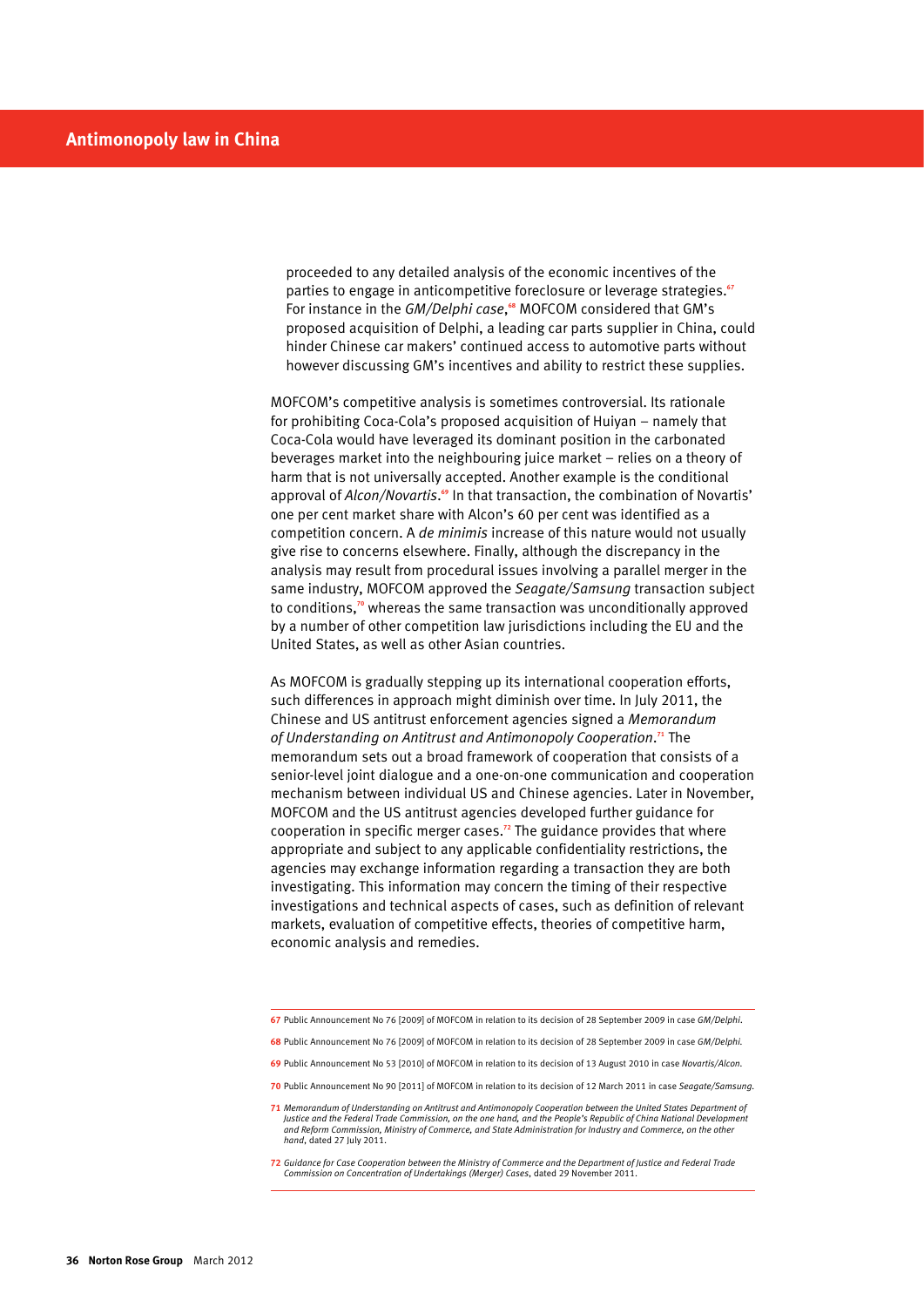proceeded to any detailed analysis of the economic incentives of the parties to engage in anticompetitive foreclosure or leverage strategies.[67] For instance in the *GM/Delphi case*,[68] MOFCOM considered that GM's proposed acquisition of Delphi, a leading car parts supplier in China, could hinder Chinese car makers' continued access to automotive parts without however discussing GM's incentives and ability to restrict these supplies.

MOFCOM's competitive analysis is sometimes controversial. Its rationale for prohibiting Coca-Cola's proposed acquisition of Huiyan – namely that Coca-Cola would have leveraged its dominant position in the carbonated beverages market into the neighbouring juice market – relies on a theory of harm that is not universally accepted. Another example is the conditional approval of *Alcon/Novartis*.[69] In that transaction, the combination of Novartis' one per cent market share with Alcon's 60 per cent was identified as a competition concern. A *de minimis* increase of this nature would not usually give rise to concerns elsewhere. Finally, although the discrepancy in the analysis may result from procedural issues involving a parallel merger in the same industry, MOFCOM approved the *Seagate/Samsung* transaction subject to conditions,[70] whereas the same transaction was unconditionally approved by a number of other competition law jurisdictions including the EU and the United States, as well as other Asian countries.

As MOFCOM is gradually stepping up its international cooperation efforts, such differences in approach might diminish over time. In July 2011, the Chinese and US antitrust enforcement agencies signed a *Memorandum of Understanding on Antitrust and Antimonopoly Cooperation*.[71] The memorandum sets out a broad framework of cooperation that consists of a senior-level joint dialogue and a one-on-one communication and cooperation mechanism between individual US and Chinese agencies. Later in November, MOFCOM and the US antitrust agencies developed further guidance for cooperation in specific merger cases.[72] The guidance provides that where appropriate and subject to any applicable confidentiality restrictions, the agencies may exchange information regarding a transaction they are both investigating. This information may concern the timing of their respective investigations and technical aspects of cases, such as definition of relevant markets, evaluation of competitive effects, theories of competitive harm, economic analysis and remedies.

---

67 Public Announcement No 76 [2009] of MOFCOM in relation to its decision of 28 September 2009 in case *GM/Delphi*.

68 Public Announcement No 76 [2009] of MOFCOM in relation to its decision of 28 September 2009 in case *GM/Delphi.*

69 Public Announcement No 53 [2010] of MOFCOM in relation to its decision of 13 August 2010 in case *Novartis/Alcon*.

70 Public Announcement No 90 [2011] of MOFCOM in relation to its decision of 12 March 2011 in case *Seagate/Samsung*.

71 *Memorandum of Understanding on Antitrust and Antimonopoly Cooperation between the United States Department of Justice and the Federal Trade Commission, on the one hand, and the People's Republic of China National Development and Reform Commission, Ministry of Commerce, and State Administration for Industry and Commerce, on the other hand*, dated 27 July 2011.

72 *Guidance for Case Cooperation between the Ministry of Commerce and the Department of Justice and Federal Trade Commission on Concentration of Undertakings (Merger) Cases*, dated 29 November 2011.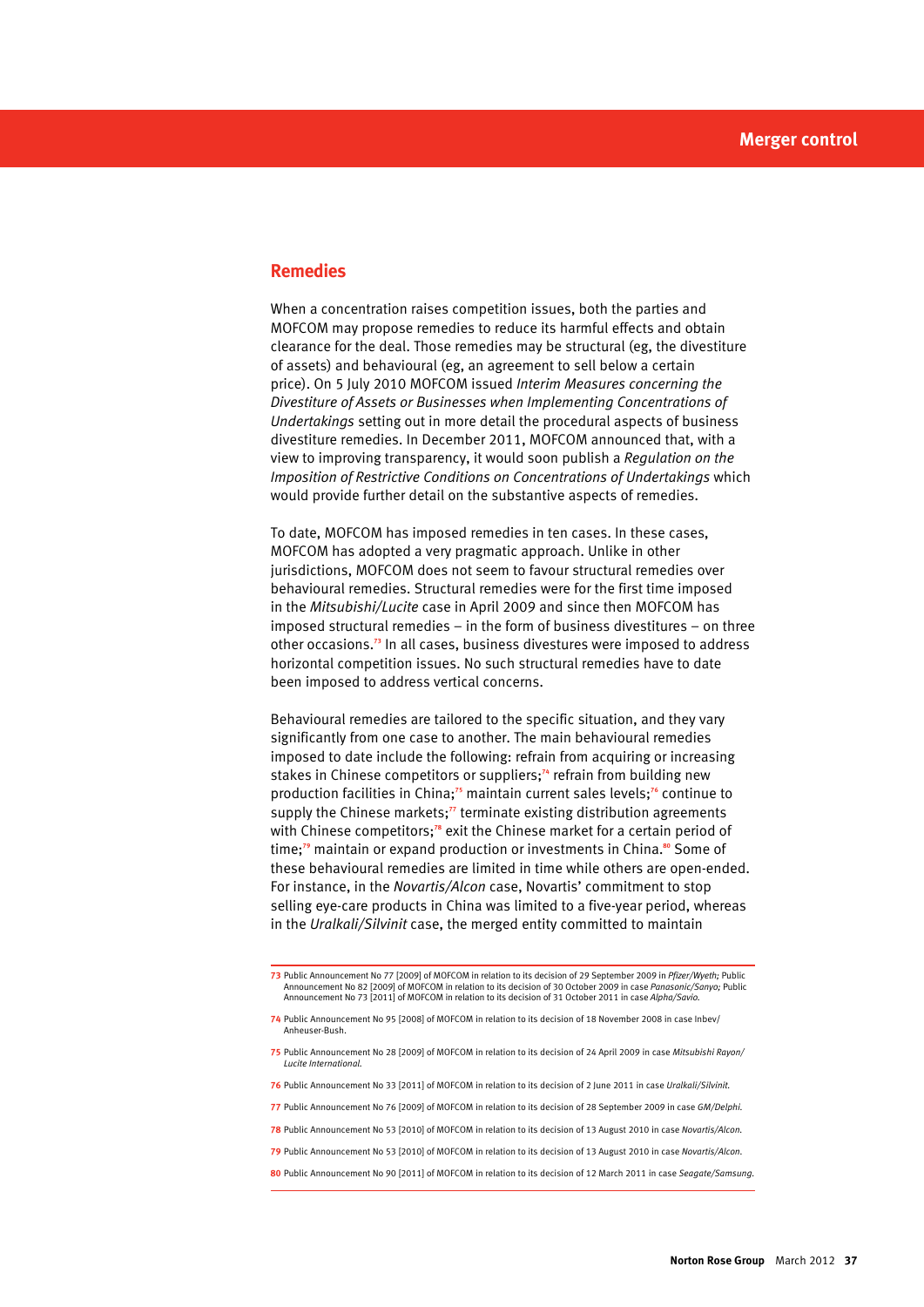## Remedies

When a concentration raises competition issues, both the parties and MOFCOM may propose remedies to reduce its harmful effects and obtain clearance for the deal. Those remedies may be structural (eg, the divestiture of assets) and behavioural (eg, an agreement to sell below a certain price). On 5 July 2010 MOFCOM issued *Interim Measures concerning the Divestiture of Assets or Businesses when Implementing Concentrations of Undertakings* setting out in more detail the procedural aspects of business divestiture remedies. In December 2011, MOFCOM announced that, with a view to improving transparency, it would soon publish a *Regulation on the Imposition of Restrictive Conditions on Concentrations of Undertakings* which would provide further detail on the substantive aspects of remedies.

To date, MOFCOM has imposed remedies in ten cases. In these cases, MOFCOM has adopted a very pragmatic approach. Unlike in other jurisdictions, MOFCOM does not seem to favour structural remedies over behavioural remedies. Structural remedies were for the first time imposed in the *Mitsubishi/Lucite* case in April 2009 and since then MOFCOM has imposed structural remedies – in the form of business divestitures – on three other occasions.[73] In all cases, business divestures were imposed to address horizontal competition issues. No such structural remedies have to date been imposed to address vertical concerns.

Behavioural remedies are tailored to the specific situation, and they vary significantly from one case to another. The main behavioural remedies imposed to date include the following: refrain from acquiring or increasing stakes in Chinese competitors or suppliers;[74] refrain from building new production facilities in China;[75] maintain current sales levels;[76] continue to supply the Chinese markets;[77] terminate existing distribution agreements with Chinese competitors;[78] exit the Chinese market for a certain period of time;[79] maintain or expand production or investments in China.[80] Some of these behavioural remedies are limited in time while others are open-ended. For instance, in the *Novartis/Alcon* case, Novartis' commitment to stop selling eye-care products in China was limited to a five-year period, whereas in the *Uralkali/Silvinit* case, the merged entity committed to maintain

---

73 Public Announcement No 77 [2009] of MOFCOM in relation to its decision of 29 September 2009 in *Pfizer/Wyeth*; Public Announcement No 82 [2009] of MOFCOM in relation to its decision of 30 October 2009 in case *Panasonic/Sanyo*; Public Announcement No 73 [2011] of MOFCOM in relation to its decision of 31 October 2011 in case *Alpha/Savio*.

74 Public Announcement No 95 [2008] of MOFCOM in relation to its decision of 18 November 2008 in case Inbev/Anheuser-Bush.

75 Public Announcement No 28 [2009] of MOFCOM in relation to its decision of 24 April 2009 in case *Mitsubishi Rayon/Lucite International*.

76 Public Announcement No 33 [2011] of MOFCOM in relation to its decision of 2 June 2011 in case *Uralkali/Silvinit*.

77 Public Announcement No 76 [2009] of MOFCOM in relation to its decision of 28 September 2009 in case *GM/Delphi*.

78 Public Announcement No 53 [2010] of MOFCOM in relation to its decision of 13 August 2010 in case *Novartis/Alcon*.

79 Public Announcement No 53 [2010] of MOFCOM in relation to its decision of 13 August 2010 in case *Novartis/Alcon*.

80 Public Announcement No 90 [2011] of MOFCOM in relation to its decision of 12 March 2011 in case *Seagate/Samsung*.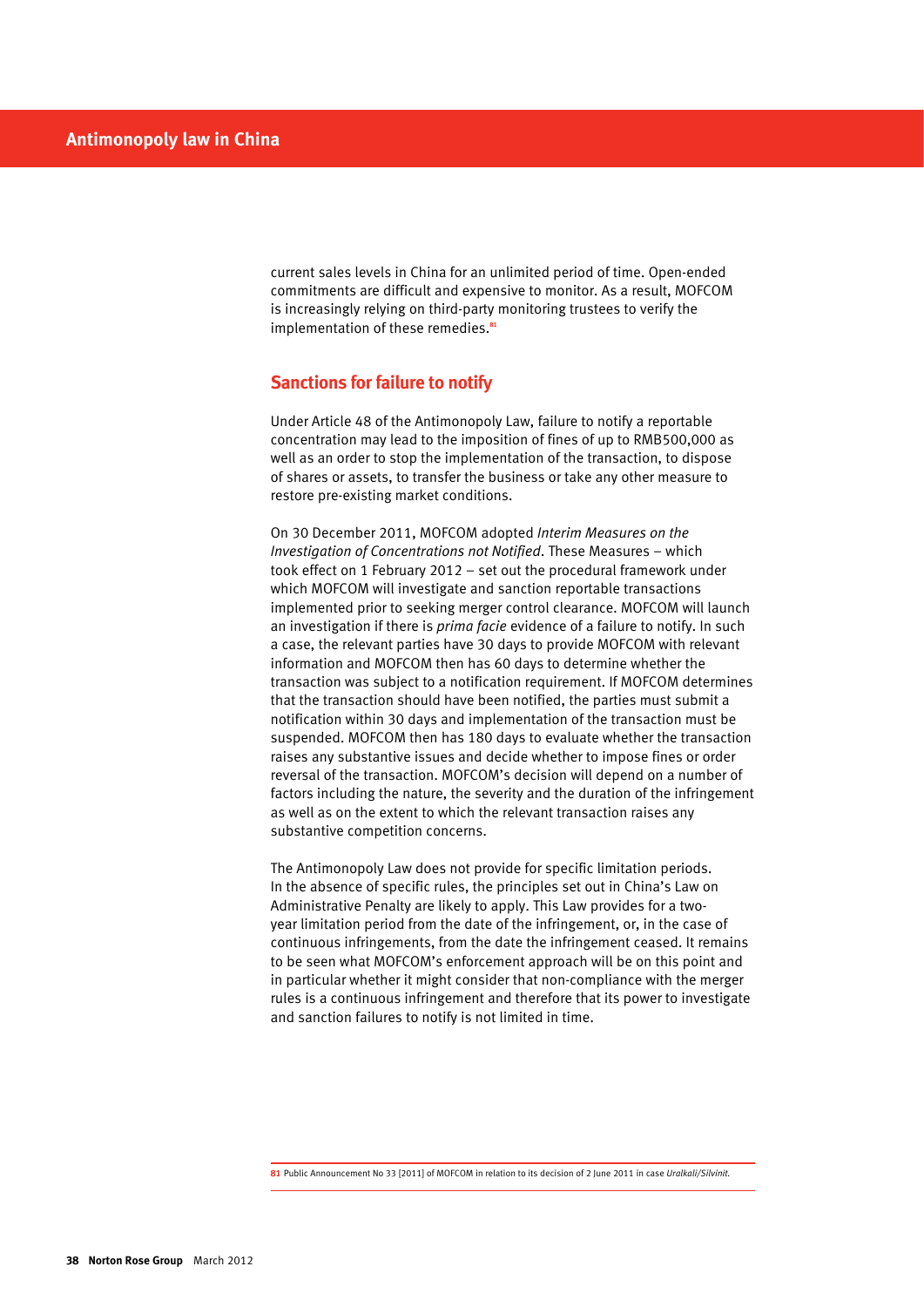current sales levels in China for an unlimited period of time. Open-ended commitments are difficult and expensive to monitor. As a result, MOFCOM is increasingly relying on third-party monitoring trustees to verify the implementation of these remedies.[81]

## Sanctions for failure to notify

Under Article 48 of the Antimonopoly Law, failure to notify a reportable concentration may lead to the imposition of fines of up to RMB500,000 as well as an order to stop the implementation of the transaction, to dispose of shares or assets, to transfer the business or take any other measure to restore pre-existing market conditions.

On 30 December 2011, MOFCOM adopted *Interim Measures on the Investigation of Concentrations not Notified*. These Measures – which took effect on 1 February 2012 – set out the procedural framework under which MOFCOM will investigate and sanction reportable transactions implemented prior to seeking merger control clearance. MOFCOM will launch an investigation if there is *prima facie* evidence of a failure to notify. In such a case, the relevant parties have 30 days to provide MOFCOM with relevant information and MOFCOM then has 60 days to determine whether the transaction was subject to a notification requirement. If MOFCOM determines that the transaction should have been notified, the parties must submit a notification within 30 days and implementation of the transaction must be suspended. MOFCOM then has 180 days to evaluate whether the transaction raises any substantive issues and decide whether to impose fines or order reversal of the transaction. MOFCOM's decision will depend on a number of factors including the nature, the severity and the duration of the infringement as well as on the extent to which the relevant transaction raises any substantive competition concerns.

The Antimonopoly Law does not provide for specific limitation periods. In the absence of specific rules, the principles set out in China's Law on Administrative Penalty are likely to apply. This Law provides for a two-year limitation period from the date of the infringement, or, in the case of continuous infringements, from the date the infringement ceased. It remains to be seen what MOFCOM's enforcement approach will be on this point and in particular whether it might consider that non-compliance with the merger rules is a continuous infringement and therefore that its power to investigate and sanction failures to notify is not limited in time.

---

81 Public Announcement No 33 [2011] of MOFCOM in relation to its decision of 2 June 2011 in case *Uralkali/Silvinit*.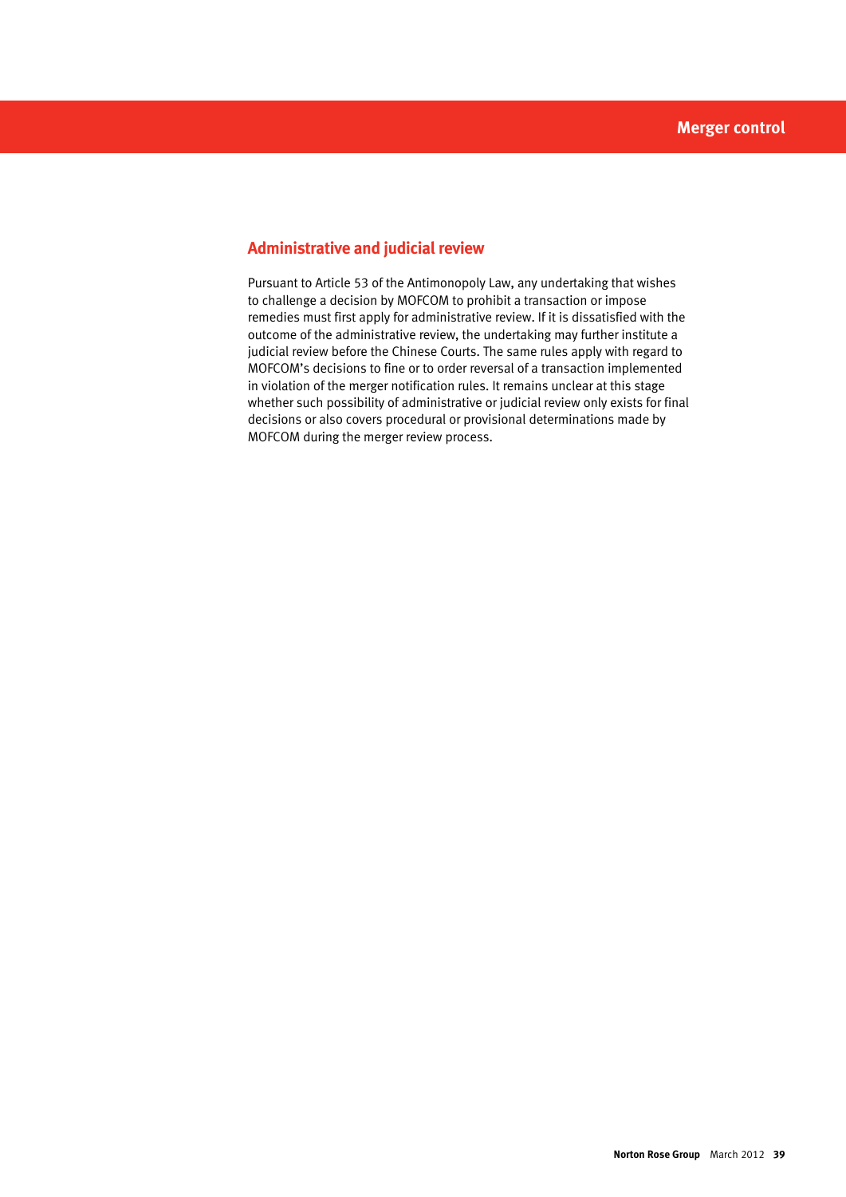## Administrative and judicial review

Pursuant to Article 53 of the Antimonopoly Law, any undertaking that wishes to challenge a decision by MOFCOM to prohibit a transaction or impose remedies must first apply for administrative review. If it is dissatisfied with the outcome of the administrative review, the undertaking may further institute a judicial review before the Chinese Courts. The same rules apply with regard to MOFCOM's decisions to fine or to order reversal of a transaction implemented in violation of the merger notification rules. It remains unclear at this stage whether such possibility of administrative or judicial review only exists for final decisions or also covers procedural or provisional determinations made by MOFCOM during the merger review process.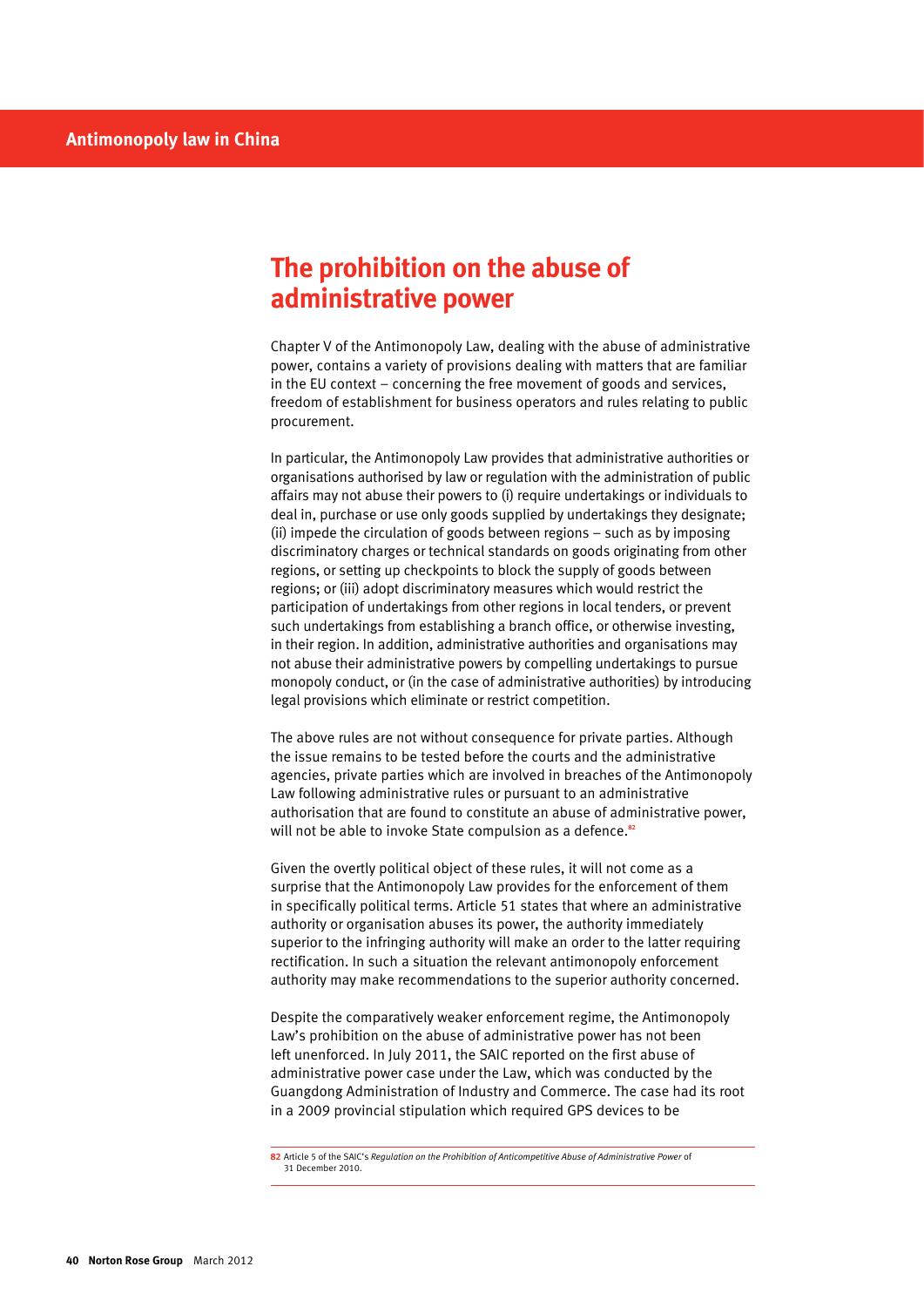## The prohibition on the abuse of administrative power

Chapter V of the Antimonopoly Law, dealing with the abuse of administrative power, contains a variety of provisions dealing with matters that are familiar in the EU context – concerning the free movement of goods and services, freedom of establishment for business operators and rules relating to public procurement.

In particular, the Antimonopoly Law provides that administrative authorities or organisations authorised by law or regulation with the administration of public affairs may not abuse their powers to (i) require undertakings or individuals to deal in, purchase or use only goods supplied by undertakings they designate; (ii) impede the circulation of goods between regions – such as by imposing discriminatory charges or technical standards on goods originating from other regions, or setting up checkpoints to block the supply of goods between regions; or (iii) adopt discriminatory measures which would restrict the participation of undertakings from other regions in local tenders, or prevent such undertakings from establishing a branch office, or otherwise investing, in their region. In addition, administrative authorities and organisations may not abuse their administrative powers by compelling undertakings to pursue monopoly conduct, or (in the case of administrative authorities) by introducing legal provisions which eliminate or restrict competition.

The above rules are not without consequence for private parties. Although the issue remains to be tested before the courts and the administrative agencies, private parties which are involved in breaches of the Antimonopoly Law following administrative rules or pursuant to an administrative authorisation that are found to constitute an abuse of administrative power, will not be able to invoke State compulsion as a defence.[82]

Given the overtly political object of these rules, it will not come as a surprise that the Antimonopoly Law provides for the enforcement of them in specifically political terms. Article 51 states that where an administrative authority or organisation abuses its power, the authority immediately superior to the infringing authority will make an order to the latter requiring rectification. In such a situation the relevant antimonopoly enforcement authority may make recommendations to the superior authority concerned.

Despite the comparatively weaker enforcement regime, the Antimonopoly Law's prohibition on the abuse of administrative power has not been left unenforced. In July 2011, the SAIC reported on the first abuse of administrative power case under the Law, which was conducted by the Guangdong Administration of Industry and Commerce. The case had its root in a 2009 provincial stipulation which required GPS devices to be

---

82 Article 5 of the SAIC's *Regulation on the Prohibition of Anticompetitive Abuse of Administrative Power* of 31 December 2010.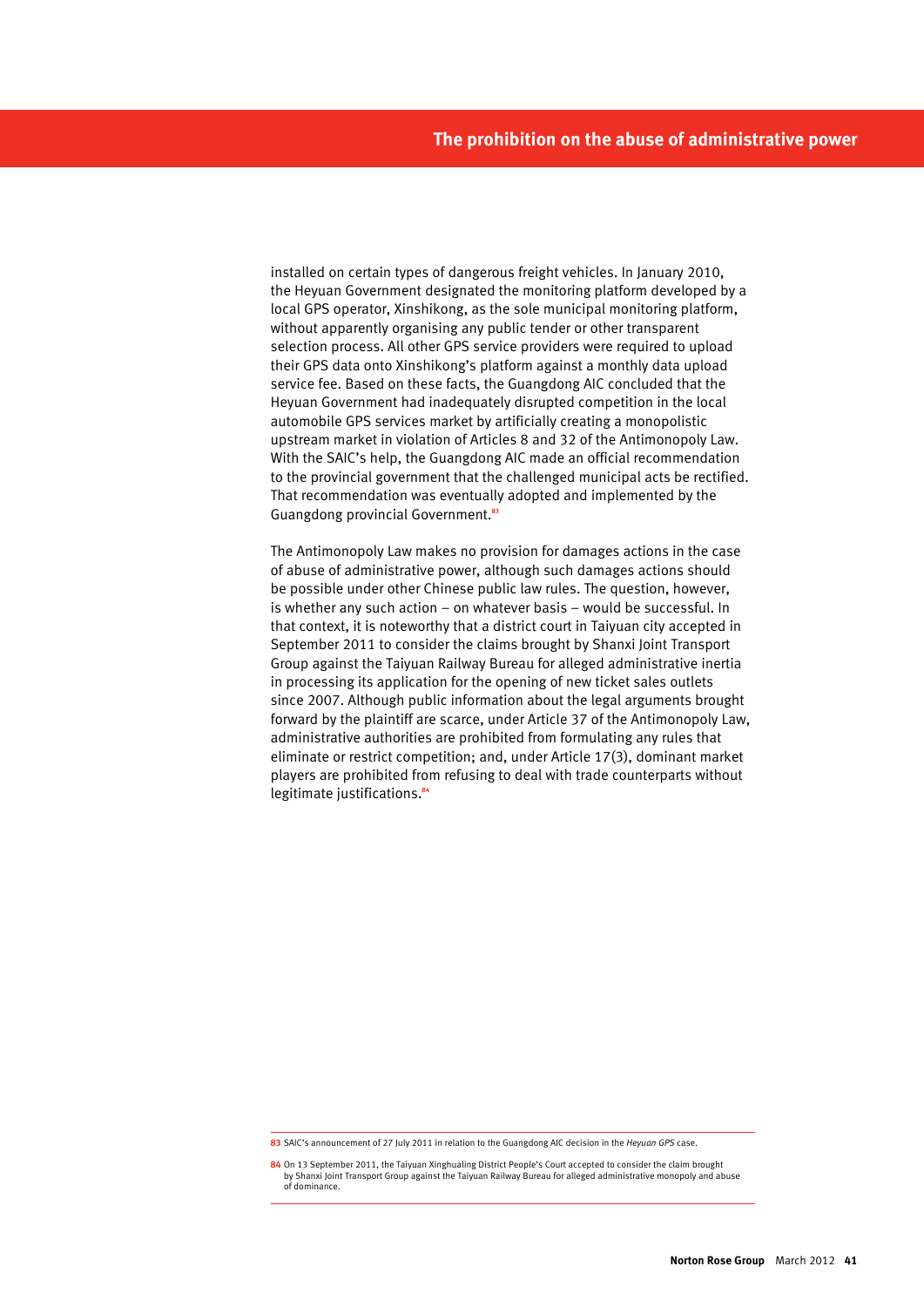installed on certain types of dangerous freight vehicles. In January 2010, the Heyuan Government designated the monitoring platform developed by a local GPS operator, Xinshikong, as the sole municipal monitoring platform, without apparently organising any public tender or other transparent selection process. All other GPS service providers were required to upload their GPS data onto Xinshikong's platform against a monthly data upload service fee. Based on these facts, the Guangdong AIC concluded that the Heyuan Government had inadequately disrupted competition in the local automobile GPS services market by artificially creating a monopolistic upstream market in violation of Articles 8 and 32 of the Antimonopoly Law. With the SAIC's help, the Guangdong AIC made an official recommendation to the provincial government that the challenged municipal acts be rectified. That recommendation was eventually adopted and implemented by the Guangdong provincial Government.[83]

The Antimonopoly Law makes no provision for damages actions in the case of abuse of administrative power, although such damages actions should be possible under other Chinese public law rules. The question, however, is whether any such action – on whatever basis – would be successful. In that context, it is noteworthy that a district court in Taiyuan city accepted in September 2011 to consider the claims brought by Shanxi Joint Transport Group against the Taiyuan Railway Bureau for alleged administrative inertia in processing its application for the opening of new ticket sales outlets since 2007. Although public information about the legal arguments brought forward by the plaintiff are scarce, under Article 37 of the Antimonopoly Law, administrative authorities are prohibited from formulating any rules that eliminate or restrict competition; and, under Article 17(3), dominant market players are prohibited from refusing to deal with trade counterparts without legitimate justifications.[84]

---

83 SAIC's announcement of 27 July 2011 in relation to the Guangdong AIC decision in the *Heyuan GPS* case.

84 On 13 September 2011, the Taiyuan Xinghualing District People's Court accepted to consider the claim brought by Shanxi Joint Transport Group against the Taiyuan Railway Bureau for alleged administrative monopoly and abuse of dominance.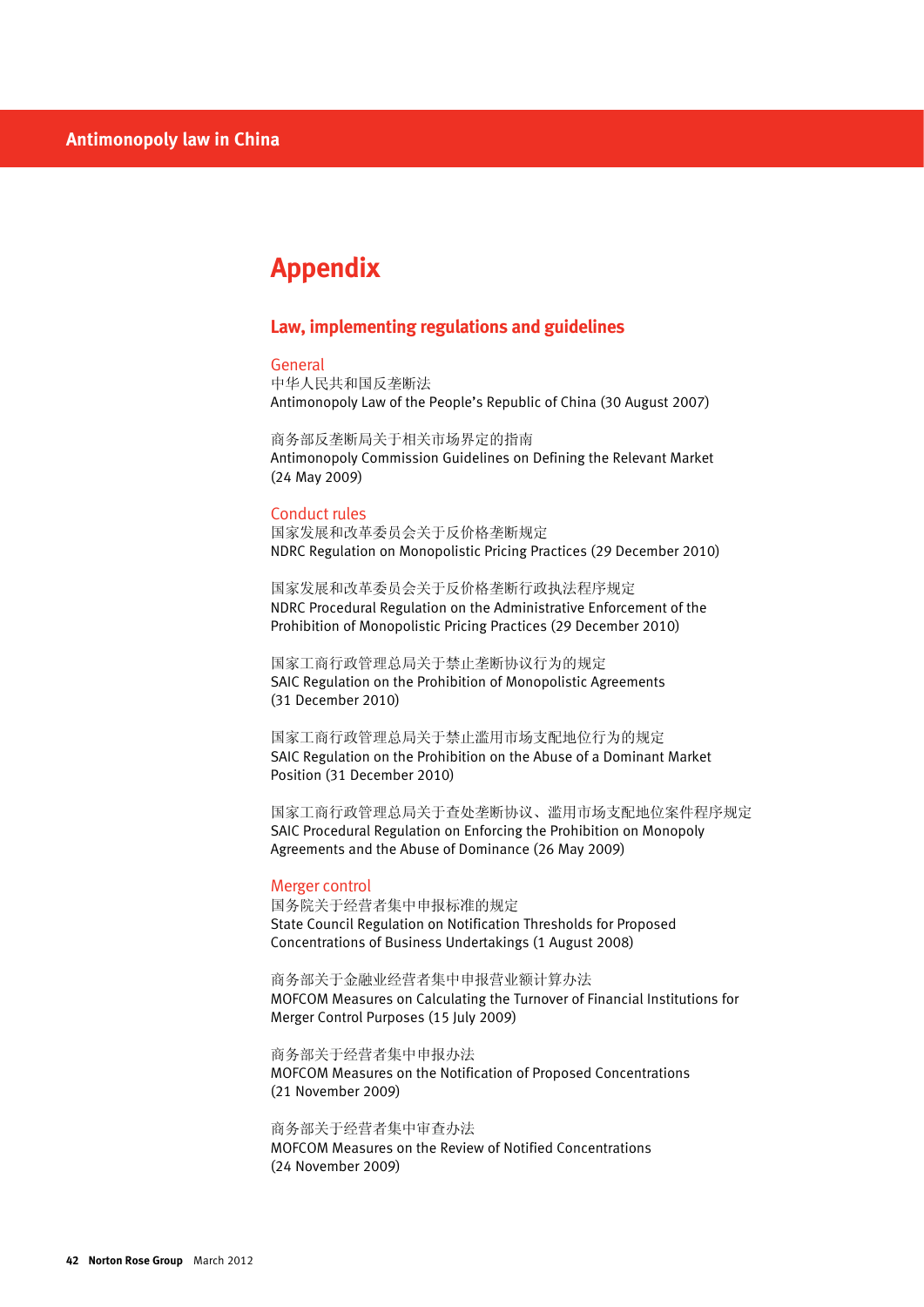# Appendix

## Law, implementing regulations and guidelines

### General

中华人民共和国反垄断法
Antimonopoly Law of the People's Republic of China (30 August 2007)

商务部反垄断局关于相关市场界定的指南
Antimonopoly Commission Guidelines on Defining the Relevant Market (24 May 2009)

### Conduct rules

国家发展和改革委员会关于反价格垄断规定
NDRC Regulation on Monopolistic Pricing Practices (29 December 2010)

国家发展和改革委员会关于反价格垄断行政执法程序规定
NDRC Procedural Regulation on the Administrative Enforcement of the Prohibition of Monopolistic Pricing Practices (29 December 2010)

国家工商行政管理总局关于禁止垄断协议行为的规定
SAIC Regulation on the Prohibition of Monopolistic Agreements (31 December 2010)

国家工商行政管理总局关于禁止滥用市场支配地位行为的规定
SAIC Regulation on the Prohibition on the Abuse of a Dominant Market Position (31 December 2010)

国家工商行政管理总局关于查处垄断协议、滥用市场支配地位案件程序规定
SAIC Procedural Regulation on Enforcing the Prohibition on Monopoly Agreements and the Abuse of Dominance (26 May 2009)

### Merger control

国务院关于经营者集中申报标准的规定
State Council Regulation on Notification Thresholds for Proposed Concentrations of Business Undertakings (1 August 2008)

商务部关于金融业经营者集中申报营业额计算办法
MOFCOM Measures on Calculating the Turnover of Financial Institutions for Merger Control Purposes (15 July 2009)

商务部关于经营者集中申报办法
MOFCOM Measures on the Notification of Proposed Concentrations (21 November 2009)

商务部关于经营者集中审查办法
MOFCOM Measures on the Review of Notified Concentrations (24 November 2009)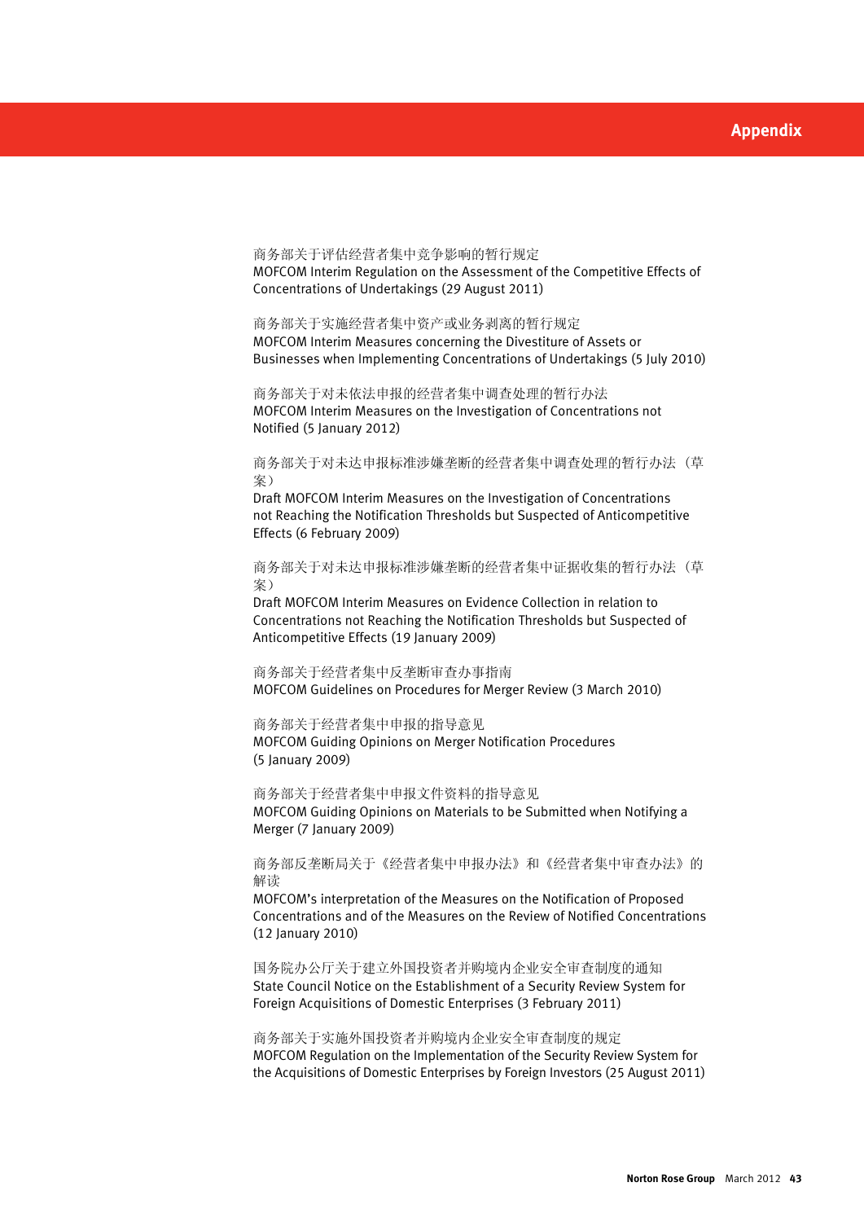# Appendix

商务部关于评估经营者集中竞争影响的暂行规定
MOFCOM Interim Regulation on the Assessment of the Competitive Effects of Concentrations of Undertakings (29 August 2011)

商务部关于实施经营者集中资产或业务剥离的暂行规定
MOFCOM Interim Measures concerning the Divestiture of Assets or Businesses when Implementing Concentrations of Undertakings (5 July 2010)

商务部关于对未依法申报的经营者集中调查处理的暂行办法
MOFCOM Interim Measures on the Investigation of Concentrations not Notified (5 January 2012)

商务部关于对未达申报标准涉嫌垄断的经营者集中调查处理的暂行办法（草案）
Draft MOFCOM Interim Measures on the Investigation of Concentrations not Reaching the Notification Thresholds but Suspected of Anticompetitive Effects (6 February 2009)

商务部关于对未达申报标准涉嫌垄断的经营者集中证据收集的暂行办法（草案）
Draft MOFCOM Interim Measures on Evidence Collection in relation to Concentrations not Reaching the Notification Thresholds but Suspected of Anticompetitive Effects (19 January 2009)

商务部关于经营者集中反垄断审查办事指南
MOFCOM Guidelines on Procedures for Merger Review (3 March 2010)

商务部关于经营者集中申报的指导意见
MOFCOM Guiding Opinions on Merger Notification Procedures (5 January 2009)

商务部关于经营者集中申报文件资料的指导意见
MOFCOM Guiding Opinions on Materials to be Submitted when Notifying a Merger (7 January 2009)

商务部反垄断局关于《经营者集中申报办法》和《经营者集中审查办法》的解读
MOFCOM's interpretation of the Measures on the Notification of Proposed Concentrations and of the Measures on the Review of Notified Concentrations (12 January 2010)

国务院办公厅关于建立外国投资者并购境内企业安全审查制度的通知
State Council Notice on the Establishment of a Security Review System for Foreign Acquisitions of Domestic Enterprises (3 February 2011)

商务部关于实施外国投资者并购境内企业安全审查制度的规定
MOFCOM Regulation on the Implementation of the Security Review System for the Acquisitions of Domestic Enterprises by Foreign Investors (25 August 2011)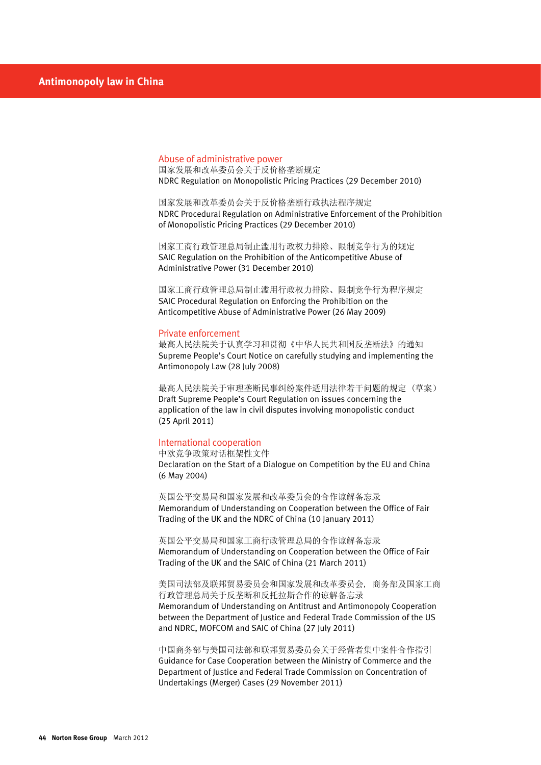## Abuse of administrative power

国家发展和改革委员会关于反价格垄断规定
NDRC Regulation on Monopolistic Pricing Practices (29 December 2010)

国家发展和改革委员会关于反价格垄断行政执法程序规定
NDRC Procedural Regulation on Administrative Enforcement of the Prohibition of Monopolistic Pricing Practices (29 December 2010)

国家工商行政管理总局制止滥用行政权力排除、限制竞争行为的规定
SAIC Regulation on the Prohibition of the Anticompetitive Abuse of Administrative Power (31 December 2010)

国家工商行政管理总局制止滥用行政权力排除、限制竞争行为程序规定
SAIC Procedural Regulation on Enforcing the Prohibition on the Anticompetitive Abuse of Administrative Power (26 May 2009)

## Private enforcement

最高人民法院关于认真学习和贯彻《中华人民共和国反垄断法》的通知
Supreme People's Court Notice on carefully studying and implementing the Antimonopoly Law (28 July 2008)

最高人民法院关于审理垄断民事纠纷案件适用法律若干问题的规定（草案）
Draft Supreme People's Court Regulation on issues concerning the application of the law in civil disputes involving monopolistic conduct (25 April 2011)

## International cooperation

中欧竞争政策对话框架性文件
Declaration on the Start of a Dialogue on Competition by the EU and China (6 May 2004)

英国公平交易局和国家发展和改革委员会的合作谅解备忘录
Memorandum of Understanding on Cooperation between the Office of Fair Trading of the UK and the NDRC of China (10 January 2011)

英国公平交易局和国家工商行政管理总局的合作谅解备忘录
Memorandum of Understanding on Cooperation between the Office of Fair Trading of the UK and the SAIC of China (21 March 2011)

美国司法部及联邦贸易委员会和国家发展和改革委员会，商务部及国家工商行政管理总局关于反垄断和反托拉斯合作的谅解备忘录
Memorandum of Understanding on Antitrust and Antimonopoly Cooperation between the Department of Justice and Federal Trade Commission of the US and NDRC, MOFCOM and SAIC of China (27 July 2011)

中国商务部与美国司法部和联邦贸易委员会关于经营者集中案件合作指引
Guidance for Case Cooperation between the Ministry of Commerce and the Department of Justice and Federal Trade Commission on Concentration of Undertakings (Merger) Cases (29 November 2011)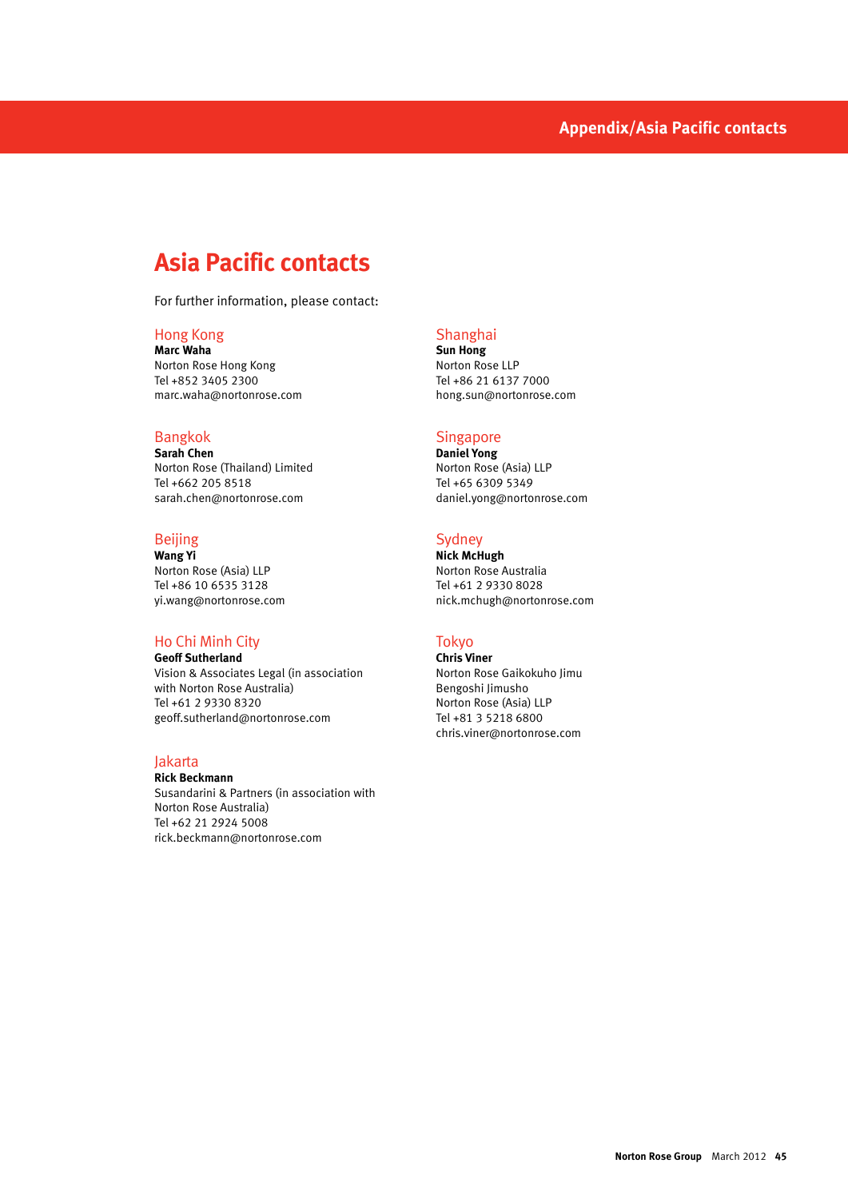# Asia Pacific contacts

For further information, please contact:

### Hong Kong

**Marc Waha**
Norton Rose Hong Kong
Tel +852 3405 2300
marc.waha@nortonrose.com

### Bangkok

**Sarah Chen**
Norton Rose (Thailand) Limited
Tel +662 205 8518
sarah.chen@nortonrose.com

### Beijing

**Wang Yi**
Norton Rose (Asia) LLP
Tel +86 10 6535 3128
yi.wang@nortonrose.com

### Ho Chi Minh City

**Geoff Sutherland**
Vision & Associates Legal (in association with Norton Rose Australia)
Tel +61 2 9330 8320
geoff.sutherland@nortonrose.com

### Jakarta

**Rick Beckmann**
Susandarini & Partners (in association with Norton Rose Australia)
Tel +62 21 2924 5008
rick.beckmann@nortonrose.com

### Shanghai

**Sun Hong**
Norton Rose LLP
Tel +86 21 6137 7000
hong.sun@nortonrose.com

### Singapore

**Daniel Yong**
Norton Rose (Asia) LLP
Tel +65 6309 5349
daniel.yong@nortonrose.com

### Sydney

**Nick McHugh**
Norton Rose Australia
Tel +61 2 9330 8028
nick.mchugh@nortonrose.com

### Tokyo

**Chris Viner**
Norton Rose Gaikokuho Jimu Bengoshi Jimusho
Norton Rose (Asia) LLP
Tel +81 3 5218 6800
chris.viner@nortonrose.com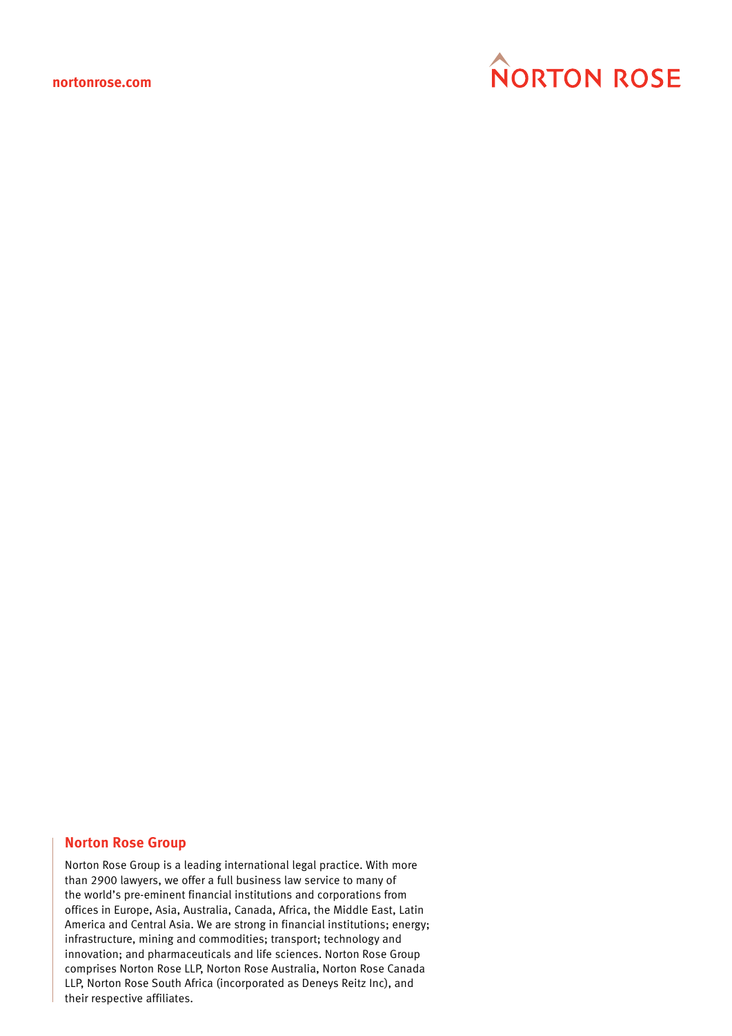nortonrose.com

NORTON ROSE

## Norton Rose Group

Norton Rose Group is a leading international legal practice. With more than 2900 lawyers, we offer a full business law service to many of the world's pre-eminent financial institutions and corporations from offices in Europe, Asia, Australia, Canada, Africa, the Middle East, Latin America and Central Asia. We are strong in financial institutions; energy; infrastructure, mining and commodities; transport; technology and innovation; and pharmaceuticals and life sciences. Norton Rose Group comprises Norton Rose LLP, Norton Rose Australia, Norton Rose Canada LLP, Norton Rose South Africa (incorporated as Deneys Reitz Inc), and their respective affiliates.